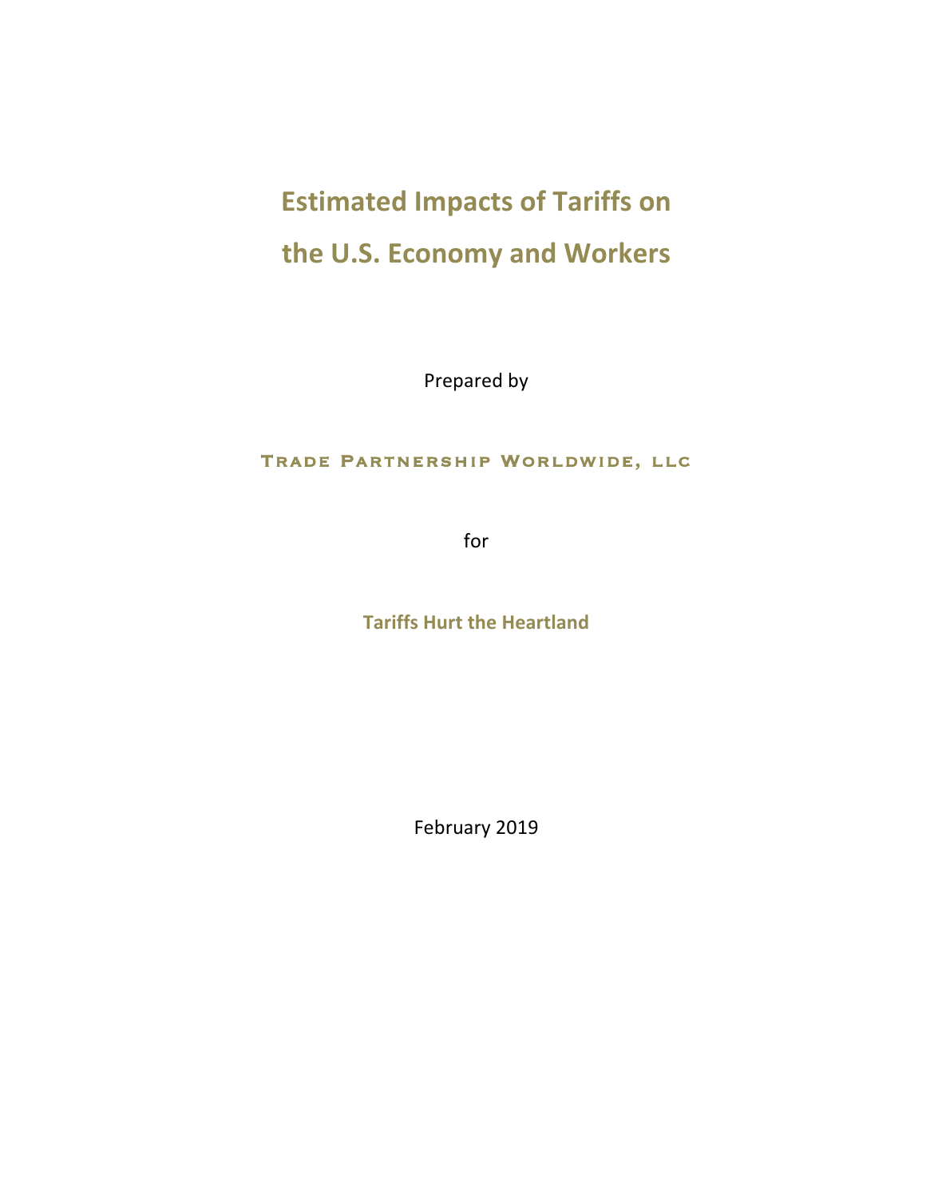# Estimated Impacts of Tariffs on the U.S. Economy and Workers

Prepared by

**Trade Partnership Worldwide, llc**

for

**Tariffs Hurt the Heartland**

February 2019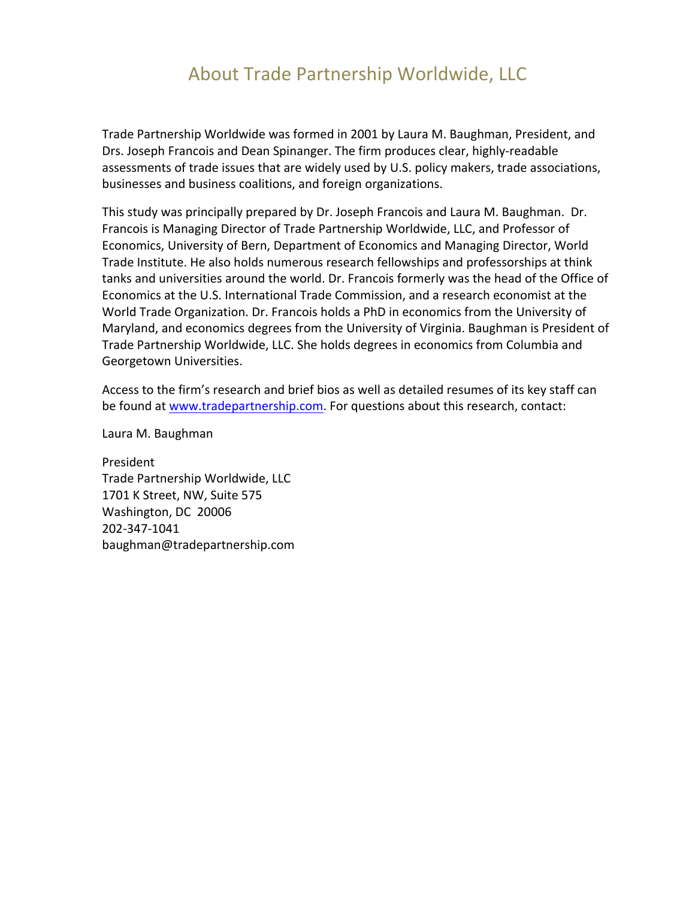# About Trade Partnership Worldwide, LLC

Trade Partnership Worldwide was formed in 2001 by Laura M. Baughman, President, and Drs. Joseph Francois and Dean Spinanger. The firm produces clear, highly-readable assessments of trade issues that are widely used by U.S. policy makers, trade associations, businesses and business coalitions, and foreign organizations.

This study was principally prepared by Dr. Joseph Francois and Laura M. Baughman. Dr. Francois is Managing Director of Trade Partnership Worldwide, LLC, and Professor of Economics, University of Bern, Department of Economics and Managing Director, World Trade Institute. He also holds numerous research fellowships and professorships at think tanks and universities around the world. Dr. Francois formerly was the head of the Office of Economics at the U.S. International Trade Commission, and a research economist at the World Trade Organization. Dr. Francois holds a PhD in economics from the University of Maryland, and economics degrees from the University of Virginia. Baughman is President of Trade Partnership Worldwide, LLC. She holds degrees in economics from Columbia and Georgetown Universities.

Access to the firm's research and brief bios as well as detailed resumes of its key staff can be found at [www.tradepartnership.com](http://www.tradepartnership.com). For questions about this research, contact:

Laura M. Baughman

President  
Trade Partnership Worldwide, LLC  
1701 K Street, NW, Suite 575  
Washington, DC 20006  
202-347-1041  
baughman@tradepartnership.com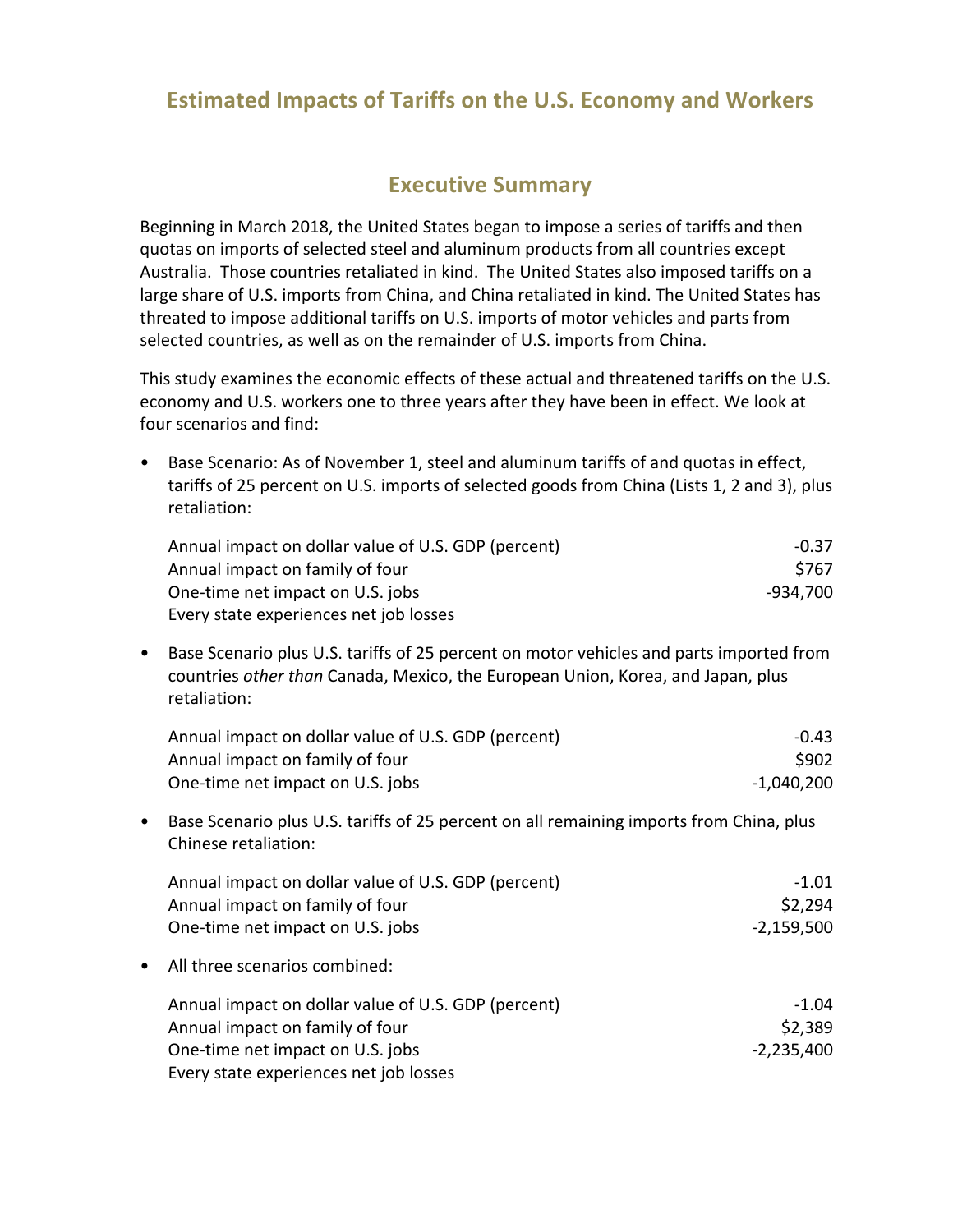# Estimated Impacts of Tariffs on the U.S. Economy and Workers

## Executive Summary

Beginning in March 2018, the United States began to impose a series of tariffs and then quotas on imports of selected steel and aluminum products from all countries except Australia. Those countries retaliated in kind. The United States also imposed tariffs on a large share of U.S. imports from China, and China retaliated in kind. The United States has threated to impose additional tariffs on U.S. imports of motor vehicles and parts from selected countries, as well as on the remainder of U.S. imports from China.

This study examines the economic effects of these actual and threatened tariffs on the U.S. economy and U.S. workers one to three years after they have been in effect. We look at four scenarios and find:

- Base Scenario: As of November 1, steel and aluminum tariffs of and quotas in effect, tariffs of 25 percent on U.S. imports of selected goods from China (Lists 1, 2 and 3), plus retaliation:

| | |
|---|---:|
| Annual impact on dollar value of U.S. GDP (percent) | -0.37 |
| Annual impact on family of four | $767 |
| One-time net impact on U.S. jobs | -934,700 |
| Every state experiences net job losses | |

- Base Scenario plus U.S. tariffs of 25 percent on motor vehicles and parts imported from countries *other than* Canada, Mexico, the European Union, Korea, and Japan, plus retaliation:

| | |
|---|---:|
| Annual impact on dollar value of U.S. GDP (percent) | -0.43 |
| Annual impact on family of four | $902 |
| One-time net impact on U.S. jobs | -1,040,200 |

- Base Scenario plus U.S. tariffs of 25 percent on all remaining imports from China, plus Chinese retaliation:

| | |
|---|---:|
| Annual impact on dollar value of U.S. GDP (percent) | -1.01 |
| Annual impact on family of four | $2,294 |
| One-time net impact on U.S. jobs | -2,159,500 |

- All three scenarios combined:

| | |
|---|---:|
| Annual impact on dollar value of U.S. GDP (percent) | -1.04 |
| Annual impact on family of four | $2,389 |
| One-time net impact on U.S. jobs | -2,235,400 |
| Every state experiences net job losses | |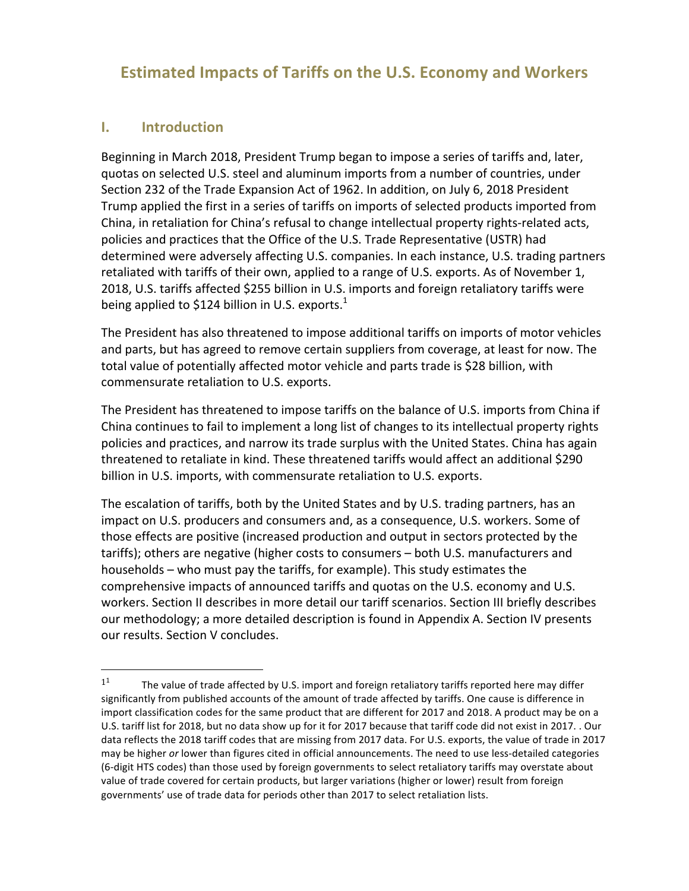# Estimated Impacts of Tariffs on the U.S. Economy and Workers

## I. Introduction

Beginning in March 2018, President Trump began to impose a series of tariffs and, later, quotas on selected U.S. steel and aluminum imports from a number of countries, under Section 232 of the Trade Expansion Act of 1962. In addition, on July 6, 2018 President Trump applied the first in a series of tariffs on imports of selected products imported from China, in retaliation for China's refusal to change intellectual property rights-related acts, policies and practices that the Office of the U.S. Trade Representative (USTR) had determined were adversely affecting U.S. companies. In each instance, U.S. trading partners retaliated with tariffs of their own, applied to a range of U.S. exports. As of November 1, 2018, U.S. tariffs affected $255 billion in U.S. imports and foreign retaliatory tariffs were being applied to $124 billion in U.S. exports.[1]

The President has also threatened to impose additional tariffs on imports of motor vehicles and parts, but has agreed to remove certain suppliers from coverage, at least for now. The total value of potentially affected motor vehicle and parts trade is $28 billion, with commensurate retaliation to U.S. exports.

The President has threatened to impose tariffs on the balance of U.S. imports from China if China continues to fail to implement a long list of changes to its intellectual property rights policies and practices, and narrow its trade surplus with the United States. China has again threatened to retaliate in kind. These threatened tariffs would affect an additional $290 billion in U.S. imports, with commensurate retaliation to U.S. exports.

The escalation of tariffs, both by the United States and by U.S. trading partners, has an impact on U.S. producers and consumers and, as a consequence, U.S. workers. Some of those effects are positive (increased production and output in sectors protected by the tariffs); others are negative (higher costs to consumers – both U.S. manufacturers and households – who must pay the tariffs, for example). This study estimates the comprehensive impacts of announced tariffs and quotas on the U.S. economy and U.S. workers. Section II describes in more detail our tariff scenarios. Section III briefly describes our methodology; a more detailed description is found in Appendix A. Section IV presents our results. Section V concludes.

---

[1] The value of trade affected by U.S. import and foreign retaliatory tariffs reported here may differ significantly from published accounts of the amount of trade affected by tariffs. One cause is difference in import classification codes for the same product that are different for 2017 and 2018. A product may be on a U.S. tariff list for 2018, but no data show up for it for 2017 because that tariff code did not exist in 2017. . Our data reflects the 2018 tariff codes that are missing from 2017 data. For U.S. exports, the value of trade in 2017 may be higher *or* lower than figures cited in official announcements. The need to use less-detailed categories (6-digit HTS codes) than those used by foreign governments to select retaliatory tariffs may overstate about value of trade covered for certain products, but larger variations (higher or lower) result from foreign governments' use of trade data for periods other than 2017 to select retaliation lists.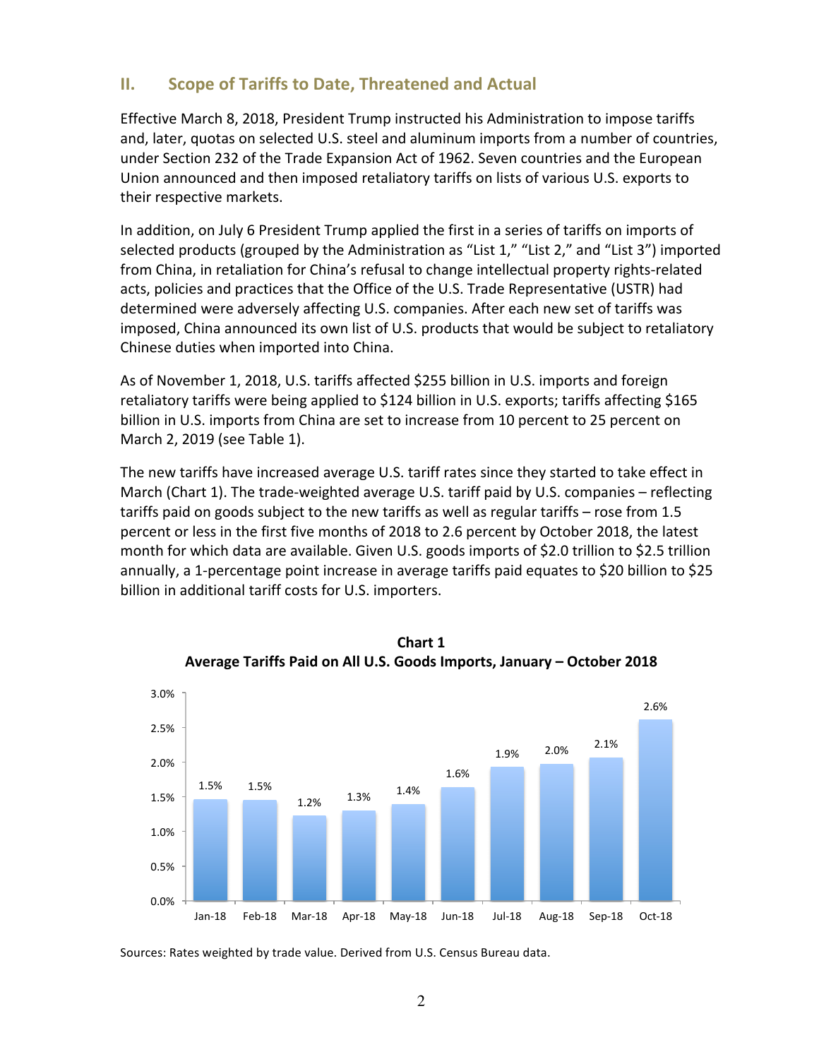## II. Scope of Tariffs to Date, Threatened and Actual

Effective March 8, 2018, President Trump instructed his Administration to impose tariffs and, later, quotas on selected U.S. steel and aluminum imports from a number of countries, under Section 232 of the Trade Expansion Act of 1962. Seven countries and the European Union announced and then imposed retaliatory tariffs on lists of various U.S. exports to their respective markets.

In addition, on July 6 President Trump applied the first in a series of tariffs on imports of selected products (grouped by the Administration as "List 1," "List 2," and "List 3") imported from China, in retaliation for China's refusal to change intellectual property rights-related acts, policies and practices that the Office of the U.S. Trade Representative (USTR) had determined were adversely affecting U.S. companies. After each new set of tariffs was imposed, China announced its own list of U.S. products that would be subject to retaliatory Chinese duties when imported into China.

As of November 1, 2018, U.S. tariffs affected $255 billion in U.S. imports and foreign retaliatory tariffs were being applied to $124 billion in U.S. exports; tariffs affecting $165 billion in U.S. imports from China are set to increase from 10 percent to 25 percent on March 2, 2019 (see Table 1).

The new tariffs have increased average U.S. tariff rates since they started to take effect in March (Chart 1). The trade-weighted average U.S. tariff paid by U.S. companies – reflecting tariffs paid on goods subject to the new tariffs as well as regular tariffs – rose from 1.5 percent or less in the first five months of 2018 to 2.6 percent by October 2018, the latest month for which data are available. Given U.S. goods imports of $2.0 trillion to $2.5 trillion annually, a 1-percentage point increase in average tariffs paid equates to $20 billion to $25 billion in additional tariff costs for U.S. importers.

**Chart 1**
**Average Tariffs Paid on All U.S. Goods Imports, January – October 2018**

| Month | Average Tariff |
|---|---|
| Jan-18 | 1.5% |
| Feb-18 | 1.5% |
| Mar-18 | 1.2% |
| Apr-18 | 1.3% |
| May-18 | 1.4% |
| Jun-18 | 1.6% |
| Jul-18 | 1.9% |
| Aug-18 | 2.0% |
| Sep-18 | 2.1% |
| Oct-18 | 2.6% |

Sources: Rates weighted by trade value. Derived from U.S. Census Bureau data.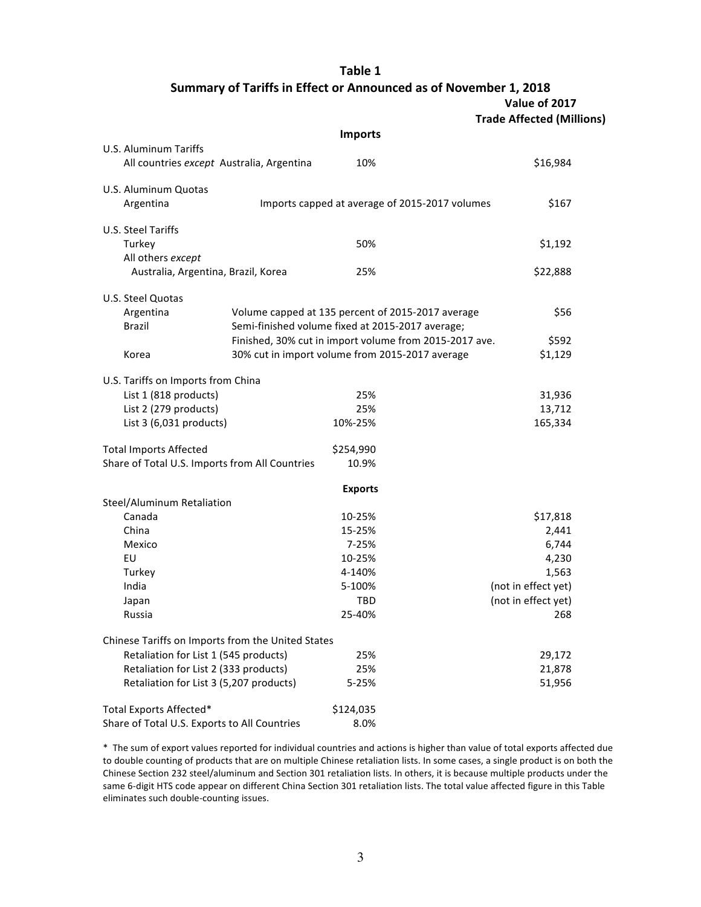## Table 1
### Summary of Tariffs in Effect or Announced as of November 1, 2018

| | | Value of 2017 Trade Affected (Millions) |
|---|---|---|
| **Imports** | | |
| U.S. Aluminum Tariffs | | |
| All countries *except* Australia, Argentina | 10% | $16,984 |
| U.S. Aluminum Quotas | | |
| Argentina | Imports capped at average of 2015-2017 volumes | $167 |
| U.S. Steel Tariffs | | |
| Turkey | 50% | $1,192 |
| All others *except* Australia, Argentina, Brazil, Korea | 25% | $22,888 |
| U.S. Steel Quotas | | |
| Argentina | Volume capped at 135 percent of 2015-2017 average | $56 |
| Brazil | Semi-finished volume fixed at 2015-2017 average; Finished, 30% cut in import volume from 2015-2017 ave. | $592 |
| Korea | 30% cut in import volume from 2015-2017 average | $1,129 |
| U.S. Tariffs on Imports from China | | |
| List 1 (818 products) | 25% | 31,936 |
| List 2 (279 products) | 25% | 13,712 |
| List 3 (6,031 products) | 10%-25% | 165,334 |
| Total Imports Affected | $254,990 | |
| Share of Total U.S. Imports from All Countries | 10.9% | |
| **Exports** | | |
| Steel/Aluminum Retaliation | | |
| Canada | 10-25% | $17,818 |
| China | 15-25% | 2,441 |
| Mexico | 7-25% | 6,744 |
| EU | 10-25% | 4,230 |
| Turkey | 4-140% | 1,563 |
| India | 5-100% | (not in effect yet) |
| Japan | TBD | (not in effect yet) |
| Russia | 25-40% | 268 |
| Chinese Tariffs on Imports from the United States | | |
| Retaliation for List 1 (545 products) | 25% | 29,172 |
| Retaliation for List 2 (333 products) | 25% | 21,878 |
| Retaliation for List 3 (5,207 products) | 5-25% | 51,956 |
| Total Exports Affected* | $124,035 | |
| Share of Total U.S. Exports to All Countries | 8.0% | |

* The sum of export values reported for individual countries and actions is higher than value of total exports affected due to double counting of products that are on multiple Chinese retaliation lists. In some cases, a single product is on both the Chinese Section 232 steel/aluminum and Section 301 retaliation lists. In others, it is because multiple products under the same 6-digit HTS code appear on different China Section 301 retaliation lists. The total value affected figure in this Table eliminates such double-counting issues.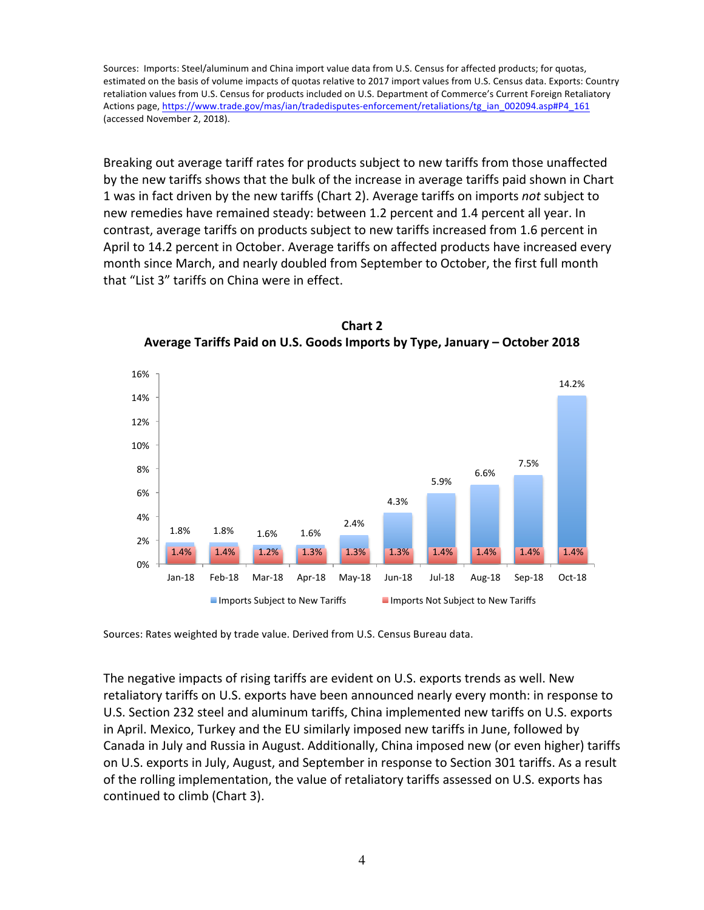Sources: Imports: Steel/aluminum and China import value data from U.S. Census for affected products; for quotas, estimated on the basis of volume impacts of quotas relative to 2017 import values from U.S. Census data. Exports: Country retaliation values from U.S. Census for products included on U.S. Department of Commerce's Current Foreign Retaliatory Actions page, https://www.trade.gov/mas/ian/tradedisputes-enforcement/retaliations/tg_ian_002094.asp#P4_161 (accessed November 2, 2018).

Breaking out average tariff rates for products subject to new tariffs from those unaffected by the new tariffs shows that the bulk of the increase in average tariffs paid shown in Chart 1 was in fact driven by the new tariffs (Chart 2). Average tariffs on imports *not* subject to new remedies have remained steady: between 1.2 percent and 1.4 percent all year. In contrast, average tariffs on products subject to new tariffs increased from 1.6 percent in April to 14.2 percent in October. Average tariffs on affected products have increased every month since March, and nearly doubled from September to October, the first full month that "List 3" tariffs on China were in effect.

**Chart 2**
**Average Tariffs Paid on U.S. Goods Imports by Type, January – October 2018**

| Month | Imports Subject to New Tariffs | Imports Not Subject to New Tariffs |
|---|---|---|
| Jan-18 | 1.8% | 1.4% |
| Feb-18 | 1.8% | 1.4% |
| Mar-18 | 1.6% | 1.2% |
| Apr-18 | 1.6% | 1.3% |
| May-18 | 2.4% | 1.3% |
| Jun-18 | 4.3% | 1.3% |
| Jul-18 | 5.9% | 1.4% |
| Aug-18 | 6.6% | 1.4% |
| Sep-18 | 7.5% | 1.4% |
| Oct-18 | 14.2% | 1.4% |

Sources: Rates weighted by trade value. Derived from U.S. Census Bureau data.

The negative impacts of rising tariffs are evident on U.S. exports trends as well. New retaliatory tariffs on U.S. exports have been announced nearly every month: in response to U.S. Section 232 steel and aluminum tariffs, China implemented new tariffs on U.S. exports in April. Mexico, Turkey and the EU similarly imposed new tariffs in June, followed by Canada in July and Russia in August. Additionally, China imposed new (or even higher) tariffs on U.S. exports in July, August, and September in response to Section 301 tariffs. As a result of the rolling implementation, the value of retaliatory tariffs assessed on U.S. exports has continued to climb (Chart 3).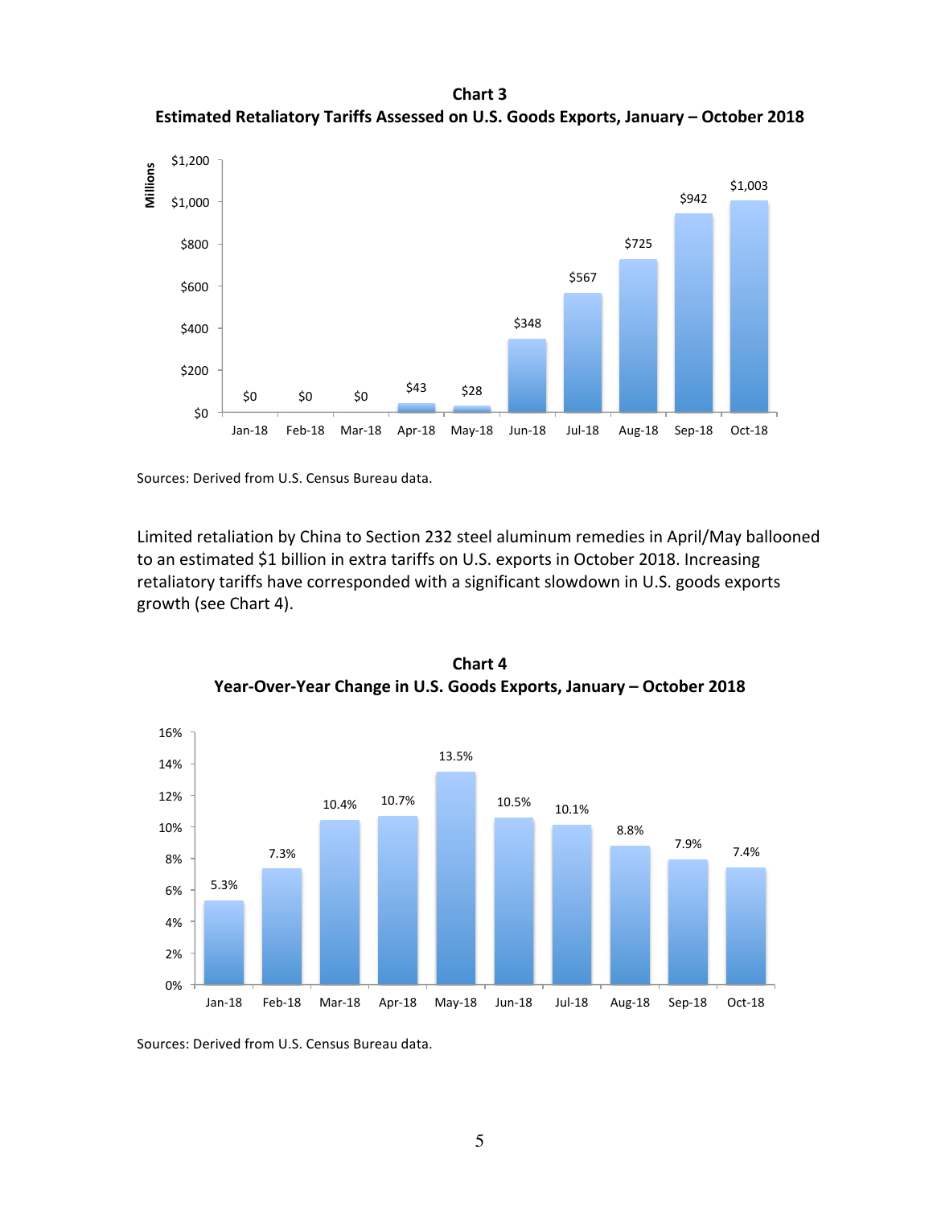**Chart 3**
**Estimated Retaliatory Tariffs Assessed on U.S. Goods Exports, January – October 2018**

| Month | Millions |
|---|---|
| Jan-18 | $0 |
| Feb-18 | $0 |
| Mar-18 | $0 |
| Apr-18 | $43 |
| May-18 | $28 |
| Jun-18 | $348 |
| Jul-18 | $567 |
| Aug-18 | $725 |
| Sep-18 | $942 |
| Oct-18 | $1,003 |

Sources: Derived from U.S. Census Bureau data.

Limited retaliation by China to Section 232 steel aluminum remedies in April/May ballooned to an estimated $1 billion in extra tariffs on U.S. exports in October 2018. Increasing retaliatory tariffs have corresponded with a significant slowdown in U.S. goods exports growth (see Chart 4).

**Chart 4**
**Year-Over-Year Change in U.S. Goods Exports, January – October 2018**

| Month | Change |
|---|---|
| Jan-18 | 5.3% |
| Feb-18 | 7.3% |
| Mar-18 | 10.4% |
| Apr-18 | 10.7% |
| May-18 | 13.5% |
| Jun-18 | 10.5% |
| Jul-18 | 10.1% |
| Aug-18 | 8.8% |
| Sep-18 | 7.9% |
| Oct-18 | 7.4% |

Sources: Derived from U.S. Census Bureau data.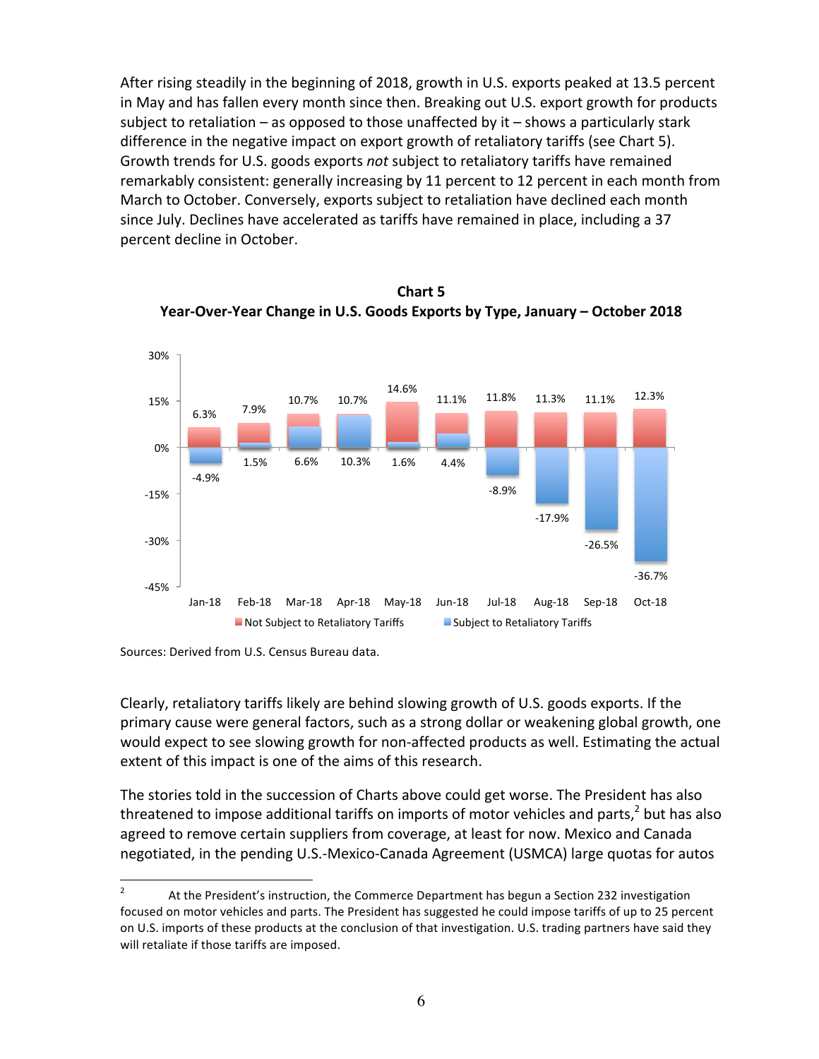After rising steadily in the beginning of 2018, growth in U.S. exports peaked at 13.5 percent in May and has fallen every month since then. Breaking out U.S. export growth for products subject to retaliation – as opposed to those unaffected by it – shows a particularly stark difference in the negative impact on export growth of retaliatory tariffs (see Chart 5). Growth trends for U.S. goods exports *not* subject to retaliatory tariffs have remained remarkably consistent: generally increasing by 11 percent to 12 percent in each month from March to October. Conversely, exports subject to retaliation have declined each month since July. Declines have accelerated as tariffs have remained in place, including a 37 percent decline in October.

**Chart 5**
**Year-Over-Year Change in U.S. Goods Exports by Type, January – October 2018**

| Month | Not Subject to Retaliatory Tariffs | Subject to Retaliatory Tariffs |
|---|---|---|
| Jan-18 | 6.3% | -4.9% |
| Feb-18 | 7.9% | 1.5% |
| Mar-18 | 10.7% | 6.6% |
| Apr-18 | 10.7% | 10.3% |
| May-18 | 14.6% | 1.6% |
| Jun-18 | 11.1% | 4.4% |
| Jul-18 | 11.8% | -8.9% |
| Aug-18 | 11.3% | -17.9% |
| Sep-18 | 11.1% | -26.5% |
| Oct-18 | 12.3% | -36.7% |

Sources: Derived from U.S. Census Bureau data.

Clearly, retaliatory tariffs likely are behind slowing growth of U.S. goods exports. If the primary cause were general factors, such as a strong dollar or weakening global growth, one would expect to see slowing growth for non-affected products as well. Estimating the actual extent of this impact is one of the aims of this research.

The stories told in the succession of Charts above could get worse. The President has also threatened to impose additional tariffs on imports of motor vehicles and parts,[2] but has also agreed to remove certain suppliers from coverage, at least for now. Mexico and Canada negotiated, in the pending U.S.-Mexico-Canada Agreement (USMCA) large quotas for autos

[2] At the President's instruction, the Commerce Department has begun a Section 232 investigation focused on motor vehicles and parts. The President has suggested he could impose tariffs of up to 25 percent on U.S. imports of these products at the conclusion of that investigation. U.S. trading partners have said they will retaliate if those tariffs are imposed.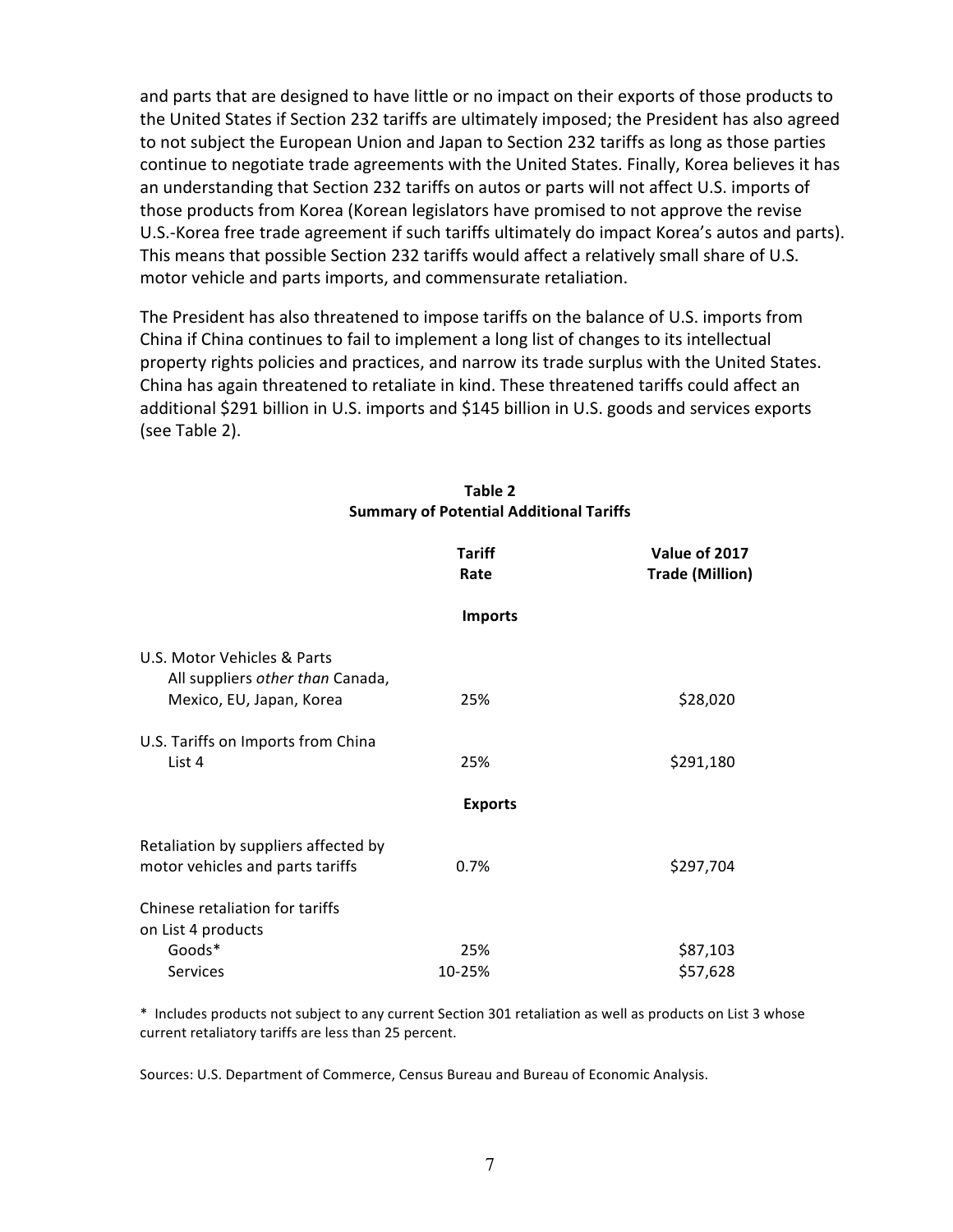and parts that are designed to have little or no impact on their exports of those products to the United States if Section 232 tariffs are ultimately imposed; the President has also agreed to not subject the European Union and Japan to Section 232 tariffs as long as those parties continue to negotiate trade agreements with the United States. Finally, Korea believes it has an understanding that Section 232 tariffs on autos or parts will not affect U.S. imports of those products from Korea (Korean legislators have promised to not approve the revise U.S.-Korea free trade agreement if such tariffs ultimately do impact Korea's autos and parts). This means that possible Section 232 tariffs would affect a relatively small share of U.S. motor vehicle and parts imports, and commensurate retaliation.

The President has also threatened to impose tariffs on the balance of U.S. imports from China if China continues to fail to implement a long list of changes to its intellectual property rights policies and practices, and narrow its trade surplus with the United States. China has again threatened to retaliate in kind. These threatened tariffs could affect an additional $291 billion in U.S. imports and $145 billion in U.S. goods and services exports (see Table 2).

**Table 2**
**Summary of Potential Additional Tariffs**

| | **Tariff Rate** | **Value of 2017 Trade (Million)** |
|---|---|---|
| | **Imports** | |
| U.S. Motor Vehicles & Parts<br>All suppliers *other than* Canada, Mexico, EU, Japan, Korea | 25% | $28,020 |
| U.S. Tariffs on Imports from China<br>List 4 | 25% | $291,180 |
| | **Exports** | |
| Retaliation by suppliers affected by motor vehicles and parts tariffs | 0.7% | $297,704 |
| Chinese retaliation for tariffs on List 4 products | | |
| Goods* | 25% | $87,103 |
| Services | 10-25% | $57,628 |

\* Includes products not subject to any current Section 301 retaliation as well as products on List 3 whose current retaliatory tariffs are less than 25 percent.

Sources: U.S. Department of Commerce, Census Bureau and Bureau of Economic Analysis.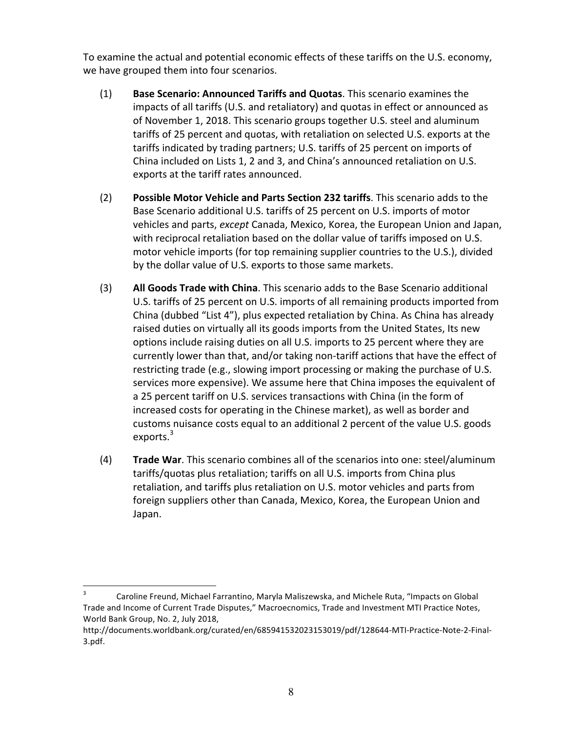To examine the actual and potential economic effects of these tariffs on the U.S. economy, we have grouped them into four scenarios.

(1) **Base Scenario: Announced Tariffs and Quotas**. This scenario examines the impacts of all tariffs (U.S. and retaliatory) and quotas in effect or announced as of November 1, 2018. This scenario groups together U.S. steel and aluminum tariffs of 25 percent and quotas, with retaliation on selected U.S. exports at the tariffs indicated by trading partners; U.S. tariffs of 25 percent on imports of China included on Lists 1, 2 and 3, and China's announced retaliation on U.S. exports at the tariff rates announced.

(2) **Possible Motor Vehicle and Parts Section 232 tariffs**. This scenario adds to the Base Scenario additional U.S. tariffs of 25 percent on U.S. imports of motor vehicles and parts, *except* Canada, Mexico, Korea, the European Union and Japan, with reciprocal retaliation based on the dollar value of tariffs imposed on U.S. motor vehicle imports (for top remaining supplier countries to the U.S.), divided by the dollar value of U.S. exports to those same markets.

(3) **All Goods Trade with China**. This scenario adds to the Base Scenario additional U.S. tariffs of 25 percent on U.S. imports of all remaining products imported from China (dubbed "List 4"), plus expected retaliation by China. As China has already raised duties on virtually all its goods imports from the United States, Its new options include raising duties on all U.S. imports to 25 percent where they are currently lower than that, and/or taking non-tariff actions that have the effect of restricting trade (e.g., slowing import processing or making the purchase of U.S. services more expensive). We assume here that China imposes the equivalent of a 25 percent tariff on U.S. services transactions with China (in the form of increased costs for operating in the Chinese market), as well as border and customs nuisance costs equal to an additional 2 percent of the value U.S. goods exports.[3]

(4) **Trade War**. This scenario combines all of the scenarios into one: steel/aluminum tariffs/quotas plus retaliation; tariffs on all U.S. imports from China plus retaliation, and tariffs plus retaliation on U.S. motor vehicles and parts from foreign suppliers other than Canada, Mexico, Korea, the European Union and Japan.

---

[3] Caroline Freund, Michael Farrantino, Maryla Maliszewska, and Michele Ruta, "Impacts on Global Trade and Income of Current Trade Disputes," Macroecnomics, Trade and Investment MTI Practice Notes, World Bank Group, No. 2, July 2018, http://documents.worldbank.org/curated/en/685941532023153019/pdf/128644-MTI-Practice-Note-2-Final-3.pdf.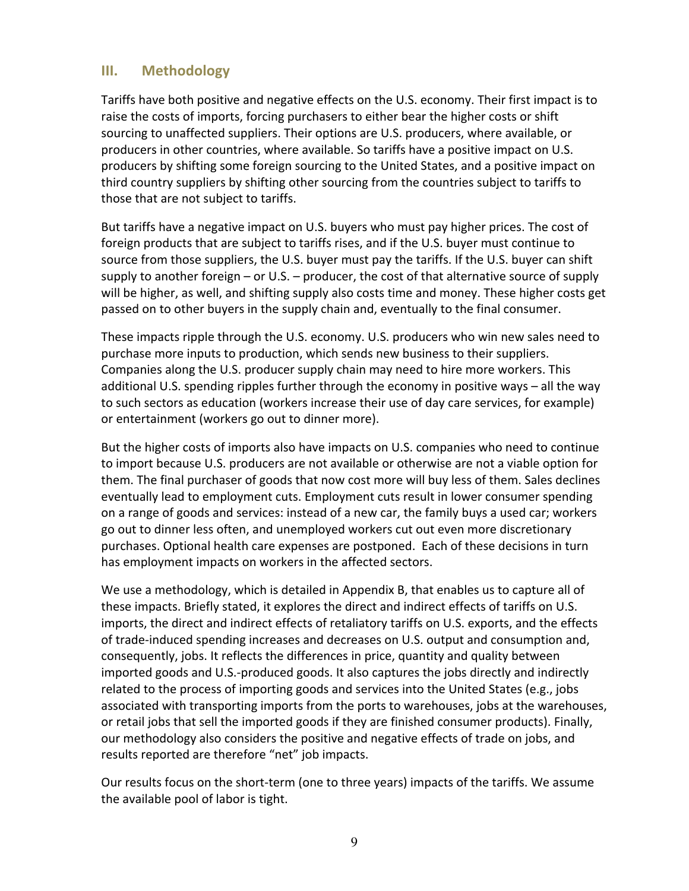## III. Methodology

Tariffs have both positive and negative effects on the U.S. economy. Their first impact is to raise the costs of imports, forcing purchasers to either bear the higher costs or shift sourcing to unaffected suppliers. Their options are U.S. producers, where available, or producers in other countries, where available. So tariffs have a positive impact on U.S. producers by shifting some foreign sourcing to the United States, and a positive impact on third country suppliers by shifting other sourcing from the countries subject to tariffs to those that are not subject to tariffs.

But tariffs have a negative impact on U.S. buyers who must pay higher prices. The cost of foreign products that are subject to tariffs rises, and if the U.S. buyer must continue to source from those suppliers, the U.S. buyer must pay the tariffs. If the U.S. buyer can shift supply to another foreign – or U.S. – producer, the cost of that alternative source of supply will be higher, as well, and shifting supply also costs time and money. These higher costs get passed on to other buyers in the supply chain and, eventually to the final consumer.

These impacts ripple through the U.S. economy. U.S. producers who win new sales need to purchase more inputs to production, which sends new business to their suppliers. Companies along the U.S. producer supply chain may need to hire more workers. This additional U.S. spending ripples further through the economy in positive ways – all the way to such sectors as education (workers increase their use of day care services, for example) or entertainment (workers go out to dinner more).

But the higher costs of imports also have impacts on U.S. companies who need to continue to import because U.S. producers are not available or otherwise are not a viable option for them. The final purchaser of goods that now cost more will buy less of them. Sales declines eventually lead to employment cuts. Employment cuts result in lower consumer spending on a range of goods and services: instead of a new car, the family buys a used car; workers go out to dinner less often, and unemployed workers cut out even more discretionary purchases. Optional health care expenses are postponed. Each of these decisions in turn has employment impacts on workers in the affected sectors.

We use a methodology, which is detailed in Appendix B, that enables us to capture all of these impacts. Briefly stated, it explores the direct and indirect effects of tariffs on U.S. imports, the direct and indirect effects of retaliatory tariffs on U.S. exports, and the effects of trade-induced spending increases and decreases on U.S. output and consumption and, consequently, jobs. It reflects the differences in price, quantity and quality between imported goods and U.S.-produced goods. It also captures the jobs directly and indirectly related to the process of importing goods and services into the United States (e.g., jobs associated with transporting imports from the ports to warehouses, jobs at the warehouses, or retail jobs that sell the imported goods if they are finished consumer products). Finally, our methodology also considers the positive and negative effects of trade on jobs, and results reported are therefore "net" job impacts.

Our results focus on the short-term (one to three years) impacts of the tariffs. We assume the available pool of labor is tight.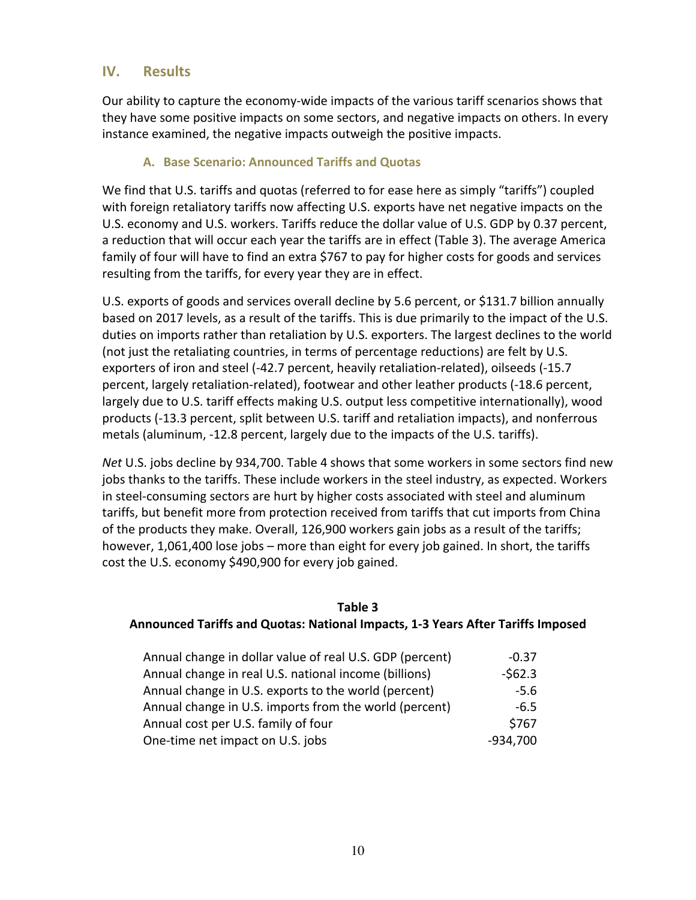## IV. Results

Our ability to capture the economy-wide impacts of the various tariff scenarios shows that they have some positive impacts on some sectors, and negative impacts on others. In every instance examined, the negative impacts outweigh the positive impacts.

### A. Base Scenario: Announced Tariffs and Quotas

We find that U.S. tariffs and quotas (referred to for ease here as simply "tariffs") coupled with foreign retaliatory tariffs now affecting U.S. exports have net negative impacts on the U.S. economy and U.S. workers. Tariffs reduce the dollar value of U.S. GDP by 0.37 percent, a reduction that will occur each year the tariffs are in effect (Table 3). The average America family of four will have to find an extra $767 to pay for higher costs for goods and services resulting from the tariffs, for every year they are in effect.

U.S. exports of goods and services overall decline by 5.6 percent, or $131.7 billion annually based on 2017 levels, as a result of the tariffs. This is due primarily to the impact of the U.S. duties on imports rather than retaliation by U.S. exporters. The largest declines to the world (not just the retaliating countries, in terms of percentage reductions) are felt by U.S. exporters of iron and steel (-42.7 percent, heavily retaliation-related), oilseeds (-15.7 percent, largely retaliation-related), footwear and other leather products (-18.6 percent, largely due to U.S. tariff effects making U.S. output less competitive internationally), wood products (-13.3 percent, split between U.S. tariff and retaliation impacts), and nonferrous metals (aluminum, -12.8 percent, largely due to the impacts of the U.S. tariffs).

*Net* U.S. jobs decline by 934,700. Table 4 shows that some workers in some sectors find new jobs thanks to the tariffs. These include workers in the steel industry, as expected. Workers in steel-consuming sectors are hurt by higher costs associated with steel and aluminum tariffs, but benefit more from protection received from tariffs that cut imports from China of the products they make. Overall, 126,900 workers gain jobs as a result of the tariffs; however, 1,061,400 lose jobs – more than eight for every job gained. In short, the tariffs cost the U.S. economy $490,900 for every job gained.

**Table 3**
**Announced Tariffs and Quotas: National Impacts, 1-3 Years After Tariffs Imposed**

| | |
|---|---|
| Annual change in dollar value of real U.S. GDP (percent) | -0.37 |
| Annual change in real U.S. national income (billions) | -$62.3 |
| Annual change in U.S. exports to the world (percent) | -5.6 |
| Annual change in U.S. imports from the world (percent) | -6.5 |
| Annual cost per U.S. family of four | $767 |
| One-time net impact on U.S. jobs | -934,700 |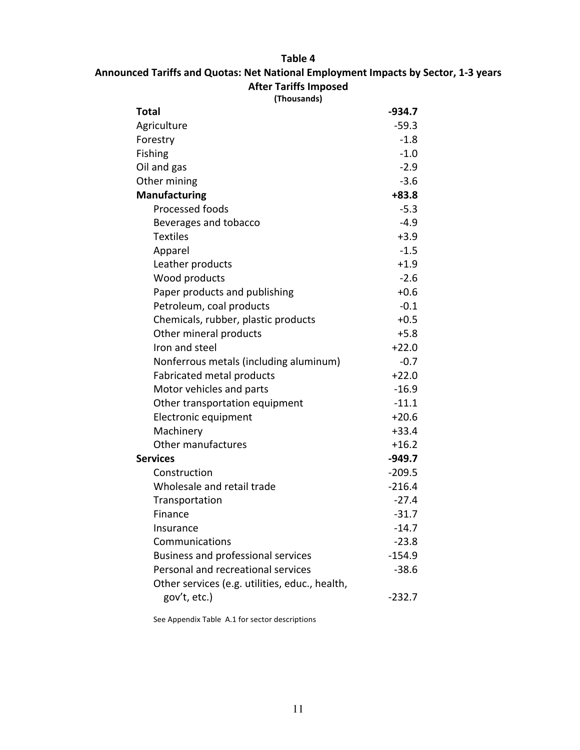**Table 4**
**Announced Tariffs and Quotas: Net National Employment Impacts by Sector, 1-3 years After Tariffs Imposed**
**(Thousands)**

| | |
|---|---|
| **Total** | **-934.7** |
| Agriculture | -59.3 |
| Forestry | -1.8 |
| Fishing | -1.0 |
| Oil and gas | -2.9 |
| Other mining | -3.6 |
| **Manufacturing** | **+83.8** |
| Processed foods | -5.3 |
| Beverages and tobacco | -4.9 |
| Textiles | +3.9 |
| Apparel | -1.5 |
| Leather products | +1.9 |
| Wood products | -2.6 |
| Paper products and publishing | +0.6 |
| Petroleum, coal products | -0.1 |
| Chemicals, rubber, plastic products | +0.5 |
| Other mineral products | +5.8 |
| Iron and steel | +22.0 |
| Nonferrous metals (including aluminum) | -0.7 |
| Fabricated metal products | +22.0 |
| Motor vehicles and parts | -16.9 |
| Other transportation equipment | -11.1 |
| Electronic equipment | +20.6 |
| Machinery | +33.4 |
| Other manufactures | +16.2 |
| **Services** | **-949.7** |
| Construction | -209.5 |
| Wholesale and retail trade | -216.4 |
| Transportation | -27.4 |
| Finance | -31.7 |
| Insurance | -14.7 |
| Communications | -23.8 |
| Business and professional services | -154.9 |
| Personal and recreational services | -38.6 |
| Other services (e.g. utilities, educ., health, gov't, etc.) | -232.7 |

See Appendix Table A.1 for sector descriptions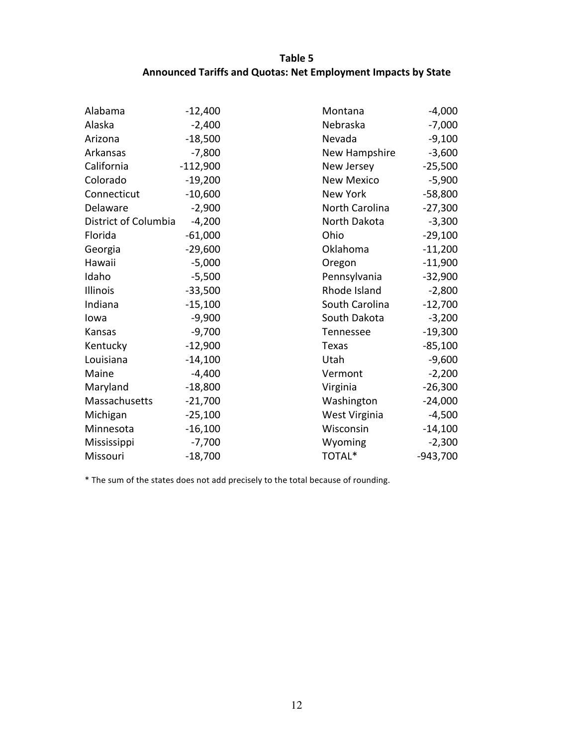**Table 5**
**Announced Tariffs and Quotas: Net Employment Impacts by State**

| State | Impact | State | Impact |
|---|---|---|---|
| Alabama | -12,400 | Montana | -4,000 |
| Alaska | -2,400 | Nebraska | -7,000 |
| Arizona | -18,500 | Nevada | -9,100 |
| Arkansas | -7,800 | New Hampshire | -3,600 |
| California | -112,900 | New Jersey | -25,500 |
| Colorado | -19,200 | New Mexico | -5,900 |
| Connecticut | -10,600 | New York | -58,800 |
| Delaware | -2,900 | North Carolina | -27,300 |
| District of Columbia | -4,200 | North Dakota | -3,300 |
| Florida | -61,000 | Ohio | -29,100 |
| Georgia | -29,600 | Oklahoma | -11,200 |
| Hawaii | -5,000 | Oregon | -11,900 |
| Idaho | -5,500 | Pennsylvania | -32,900 |
| Illinois | -33,500 | Rhode Island | -2,800 |
| Indiana | -15,100 | South Carolina | -12,700 |
| Iowa | -9,900 | South Dakota | -3,200 |
| Kansas | -9,700 | Tennessee | -19,300 |
| Kentucky | -12,900 | Texas | -85,100 |
| Louisiana | -14,100 | Utah | -9,600 |
| Maine | -4,400 | Vermont | -2,200 |
| Maryland | -18,800 | Virginia | -26,300 |
| Massachusetts | -21,700 | Washington | -24,000 |
| Michigan | -25,100 | West Virginia | -4,500 |
| Minnesota | -16,100 | Wisconsin | -14,100 |
| Mississippi | -7,700 | Wyoming | -2,300 |
| Missouri | -18,700 | TOTAL* | -943,700 |

* The sum of the states does not add precisely to the total because of rounding.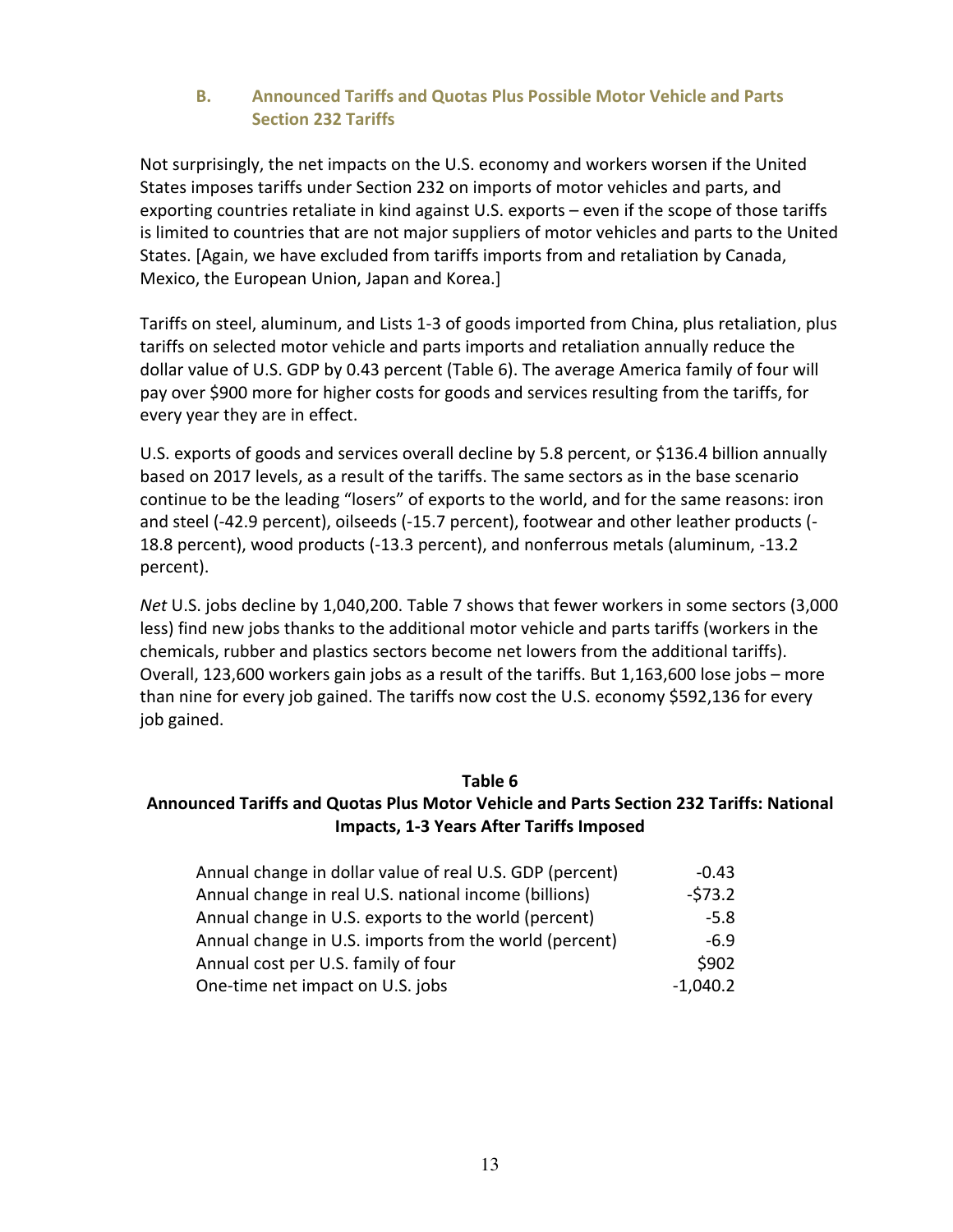### B. Announced Tariffs and Quotas Plus Possible Motor Vehicle and Parts Section 232 Tariffs

Not surprisingly, the net impacts on the U.S. economy and workers worsen if the United States imposes tariffs under Section 232 on imports of motor vehicles and parts, and exporting countries retaliate in kind against U.S. exports – even if the scope of those tariffs is limited to countries that are not major suppliers of motor vehicles and parts to the United States. [Again, we have excluded from tariffs imports from and retaliation by Canada, Mexico, the European Union, Japan and Korea.]

Tariffs on steel, aluminum, and Lists 1-3 of goods imported from China, plus retaliation, plus tariffs on selected motor vehicle and parts imports and retaliation annually reduce the dollar value of U.S. GDP by 0.43 percent (Table 6). The average America family of four will pay over $900 more for higher costs for goods and services resulting from the tariffs, for every year they are in effect.

U.S. exports of goods and services overall decline by 5.8 percent, or $136.4 billion annually based on 2017 levels, as a result of the tariffs. The same sectors as in the base scenario continue to be the leading "losers" of exports to the world, and for the same reasons: iron and steel (-42.9 percent), oilseeds (-15.7 percent), footwear and other leather products (-18.8 percent), wood products (-13.3 percent), and nonferrous metals (aluminum, -13.2 percent).

*Net* U.S. jobs decline by 1,040,200. Table 7 shows that fewer workers in some sectors (3,000 less) find new jobs thanks to the additional motor vehicle and parts tariffs (workers in the chemicals, rubber and plastics sectors become net lowers from the additional tariffs). Overall, 123,600 workers gain jobs as a result of the tariffs. But 1,163,600 lose jobs – more than nine for every job gained. The tariffs now cost the U.S. economy $592,136 for every job gained.

**Table 6**
**Announced Tariffs and Quotas Plus Motor Vehicle and Parts Section 232 Tariffs: National Impacts, 1-3 Years After Tariffs Imposed**

| | |
|---|---|
| Annual change in dollar value of real U.S. GDP (percent) | -0.43 |
| Annual change in real U.S. national income (billions) | -$73.2 |
| Annual change in U.S. exports to the world (percent) | -5.8 |
| Annual change in U.S. imports from the world (percent) | -6.9 |
| Annual cost per U.S. family of four | $902 |
| One-time net impact on U.S. jobs | -1,040.2 |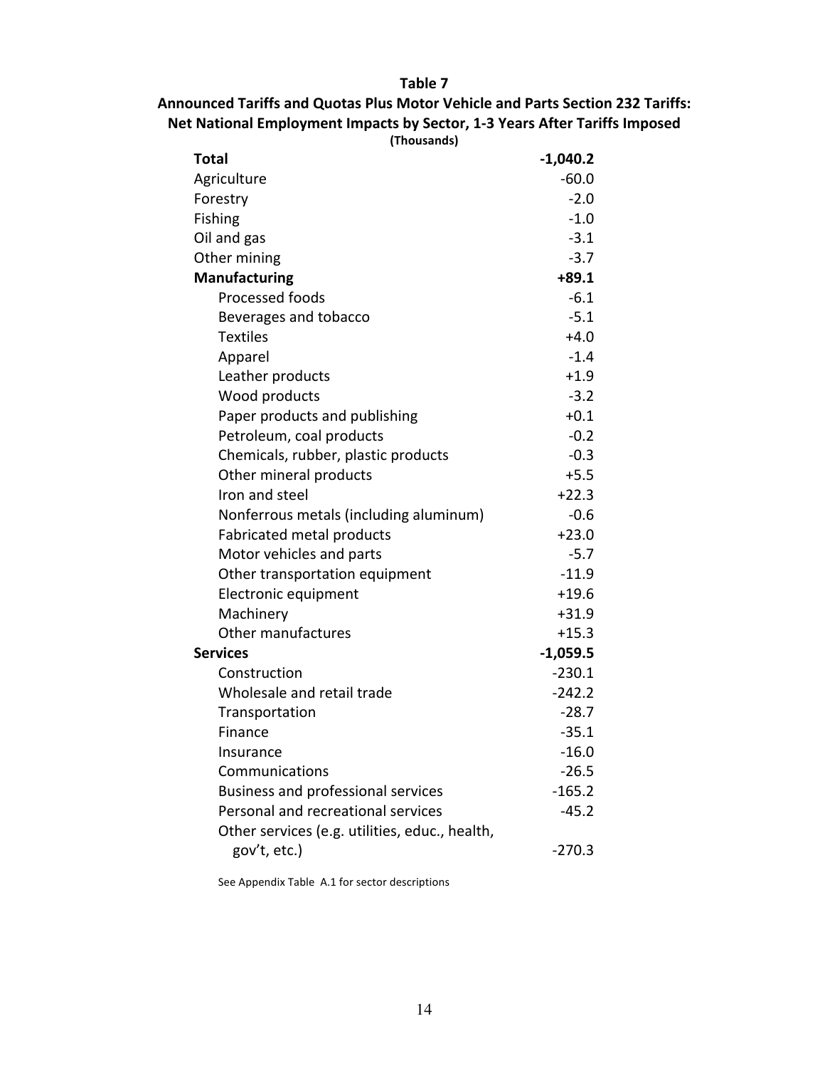**Table 7**

**Announced Tariffs and Quotas Plus Motor Vehicle and Parts Section 232 Tariffs: Net National Employment Impacts by Sector, 1-3 Years After Tariffs Imposed**

**(Thousands)**

| | |
|---|---|
| **Total** | **-1,040.2** |
| Agriculture | -60.0 |
| Forestry | -2.0 |
| Fishing | -1.0 |
| Oil and gas | -3.1 |
| Other mining | -3.7 |
| **Manufacturing** | **+89.1** |
| Processed foods | -6.1 |
| Beverages and tobacco | -5.1 |
| Textiles | +4.0 |
| Apparel | -1.4 |
| Leather products | +1.9 |
| Wood products | -3.2 |
| Paper products and publishing | +0.1 |
| Petroleum, coal products | -0.2 |
| Chemicals, rubber, plastic products | -0.3 |
| Other mineral products | +5.5 |
| Iron and steel | +22.3 |
| Nonferrous metals (including aluminum) | -0.6 |
| Fabricated metal products | +23.0 |
| Motor vehicles and parts | -5.7 |
| Other transportation equipment | -11.9 |
| Electronic equipment | +19.6 |
| Machinery | +31.9 |
| Other manufactures | +15.3 |
| **Services** | **-1,059.5** |
| Construction | -230.1 |
| Wholesale and retail trade | -242.2 |
| Transportation | -28.7 |
| Finance | -35.1 |
| Insurance | -16.0 |
| Communications | -26.5 |
| Business and professional services | -165.2 |
| Personal and recreational services | -45.2 |
| Other services (e.g. utilities, educ., health, gov't, etc.) | -270.3 |

See Appendix Table A.1 for sector descriptions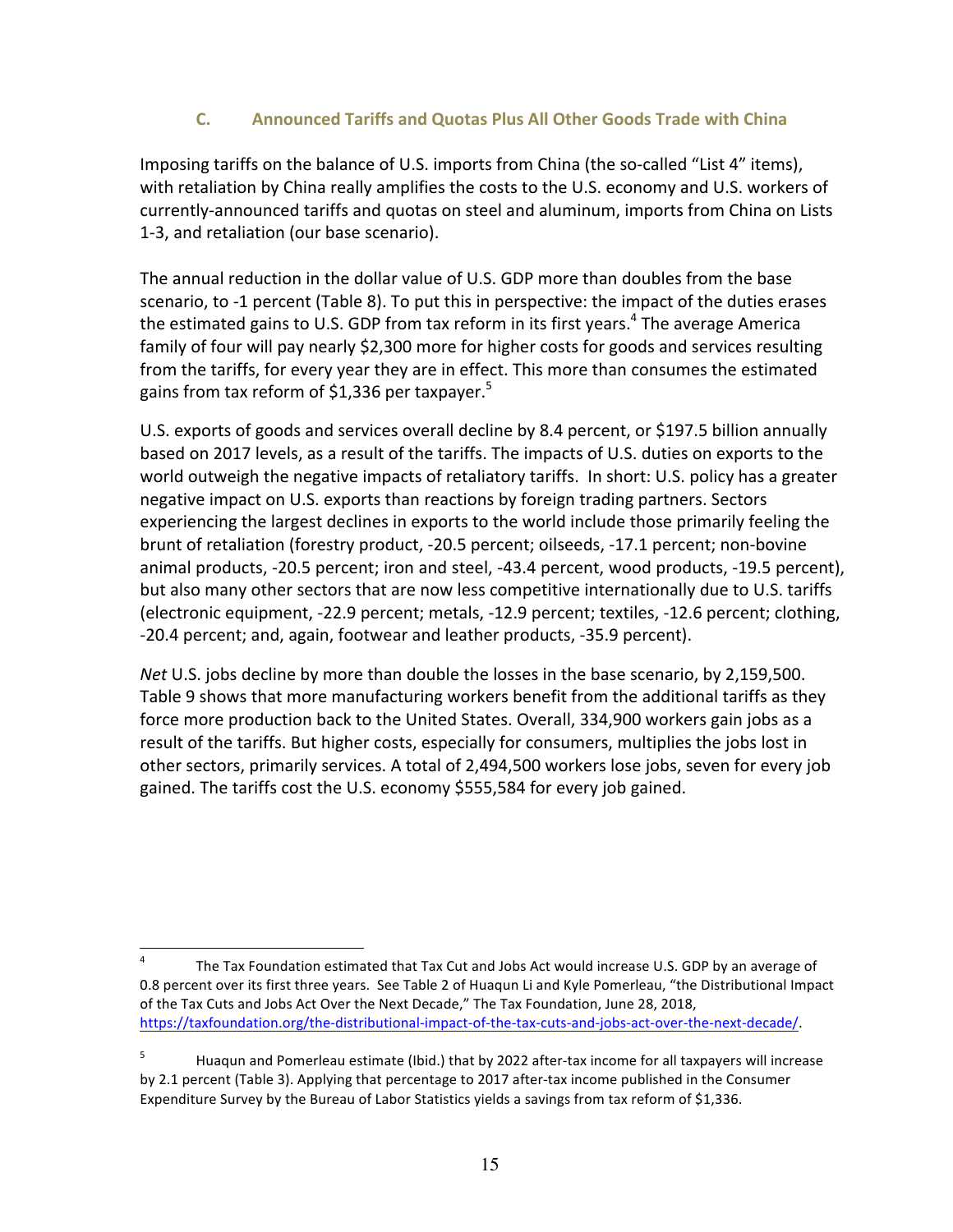### C. Announced Tariffs and Quotas Plus All Other Goods Trade with China

Imposing tariffs on the balance of U.S. imports from China (the so-called "List 4" items), with retaliation by China really amplifies the costs to the U.S. economy and U.S. workers of currently-announced tariffs and quotas on steel and aluminum, imports from China on Lists 1-3, and retaliation (our base scenario).

The annual reduction in the dollar value of U.S. GDP more than doubles from the base scenario, to -1 percent (Table 8). To put this in perspective: the impact of the duties erases the estimated gains to U.S. GDP from tax reform in its first years.[4] The average America family of four will pay nearly $2,300 more for higher costs for goods and services resulting from the tariffs, for every year they are in effect. This more than consumes the estimated gains from tax reform of $1,336 per taxpayer.[5]

U.S. exports of goods and services overall decline by 8.4 percent, or $197.5 billion annually based on 2017 levels, as a result of the tariffs. The impacts of U.S. duties on exports to the world outweigh the negative impacts of retaliatory tariffs. In short: U.S. policy has a greater negative impact on U.S. exports than reactions by foreign trading partners. Sectors experiencing the largest declines in exports to the world include those primarily feeling the brunt of retaliation (forestry product, -20.5 percent; oilseeds, -17.1 percent; non-bovine animal products, -20.5 percent; iron and steel, -43.4 percent, wood products, -19.5 percent), but also many other sectors that are now less competitive internationally due to U.S. tariffs (electronic equipment, -22.9 percent; metals, -12.9 percent; textiles, -12.6 percent; clothing, -20.4 percent; and, again, footwear and leather products, -35.9 percent).

*Net* U.S. jobs decline by more than double the losses in the base scenario, by 2,159,500. Table 9 shows that more manufacturing workers benefit from the additional tariffs as they force more production back to the United States. Overall, 334,900 workers gain jobs as a result of the tariffs. But higher costs, especially for consumers, multiplies the jobs lost in other sectors, primarily services. A total of 2,494,500 workers lose jobs, seven for every job gained. The tariffs cost the U.S. economy $555,584 for every job gained.

---

[4] The Tax Foundation estimated that Tax Cut and Jobs Act would increase U.S. GDP by an average of 0.8 percent over its first three years. See Table 2 of Huaqun Li and Kyle Pomerleau, "the Distributional Impact of the Tax Cuts and Jobs Act Over the Next Decade," The Tax Foundation, June 28, 2018, https://taxfoundation.org/the-distributional-impact-of-the-tax-cuts-and-jobs-act-over-the-next-decade/.

[5] Huaqun and Pomerleau estimate (Ibid.) that by 2022 after-tax income for all taxpayers will increase by 2.1 percent (Table 3). Applying that percentage to 2017 after-tax income published in the Consumer Expenditure Survey by the Bureau of Labor Statistics yields a savings from tax reform of $1,336.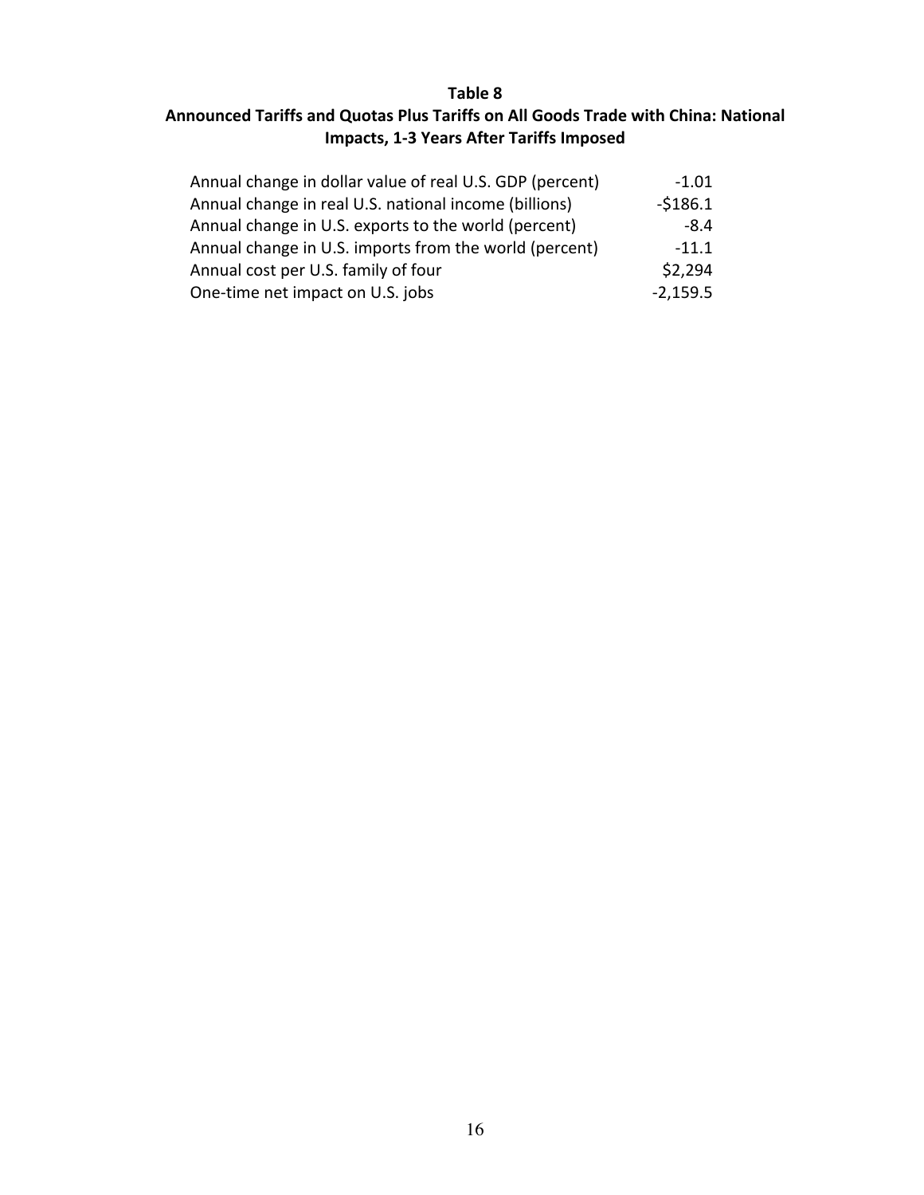**Table 8**

**Announced Tariffs and Quotas Plus Tariffs on All Goods Trade with China: National Impacts, 1-3 Years After Tariffs Imposed**

| | |
|---|---|
| Annual change in dollar value of real U.S. GDP (percent) | -1.01 |
| Annual change in real U.S. national income (billions) | -$186.1 |
| Annual change in U.S. exports to the world (percent) | -8.4 |
| Annual change in U.S. imports from the world (percent) | -11.1 |
| Annual cost per U.S. family of four | $2,294 |
| One-time net impact on U.S. jobs | -2,159.5 |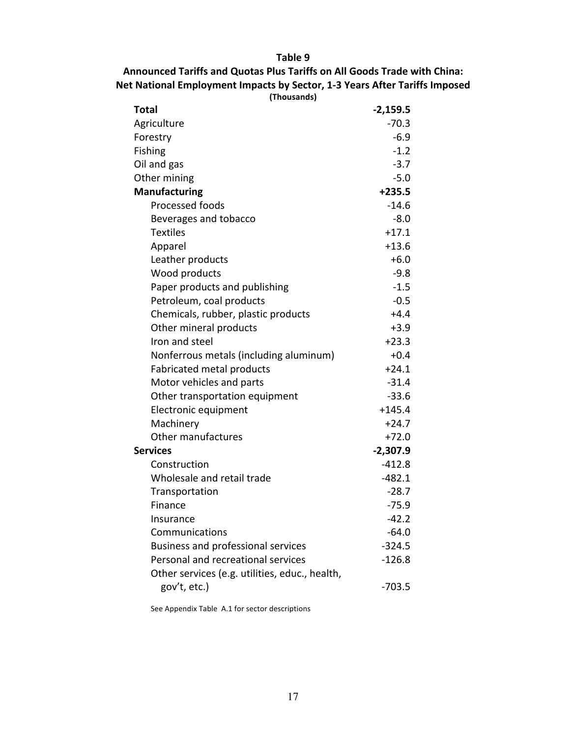**Table 9**

**Announced Tariffs and Quotas Plus Tariffs on All Goods Trade with China: Net National Employment Impacts by Sector, 1-3 Years After Tariffs Imposed**

**(Thousands)**

| Sector | |
|---|---|
| **Total** | **-2,159.5** |
| Agriculture | -70.3 |
| Forestry | -6.9 |
| Fishing | -1.2 |
| Oil and gas | -3.7 |
| Other mining | -5.0 |
| **Manufacturing** | **+235.5** |
| Processed foods | -14.6 |
| Beverages and tobacco | -8.0 |
| Textiles | +17.1 |
| Apparel | +13.6 |
| Leather products | +6.0 |
| Wood products | -9.8 |
| Paper products and publishing | -1.5 |
| Petroleum, coal products | -0.5 |
| Chemicals, rubber, plastic products | +4.4 |
| Other mineral products | +3.9 |
| Iron and steel | +23.3 |
| Nonferrous metals (including aluminum) | +0.4 |
| Fabricated metal products | +24.1 |
| Motor vehicles and parts | -31.4 |
| Other transportation equipment | -33.6 |
| Electronic equipment | +145.4 |
| Machinery | +24.7 |
| Other manufactures | +72.0 |
| **Services** | **-2,307.9** |
| Construction | -412.8 |
| Wholesale and retail trade | -482.1 |
| Transportation | -28.7 |
| Finance | -75.9 |
| Insurance | -42.2 |
| Communications | -64.0 |
| Business and professional services | -324.5 |
| Personal and recreational services | -126.8 |
| Other services (e.g. utilities, educ., health, gov't, etc.) | -703.5 |

See Appendix Table A.1 for sector descriptions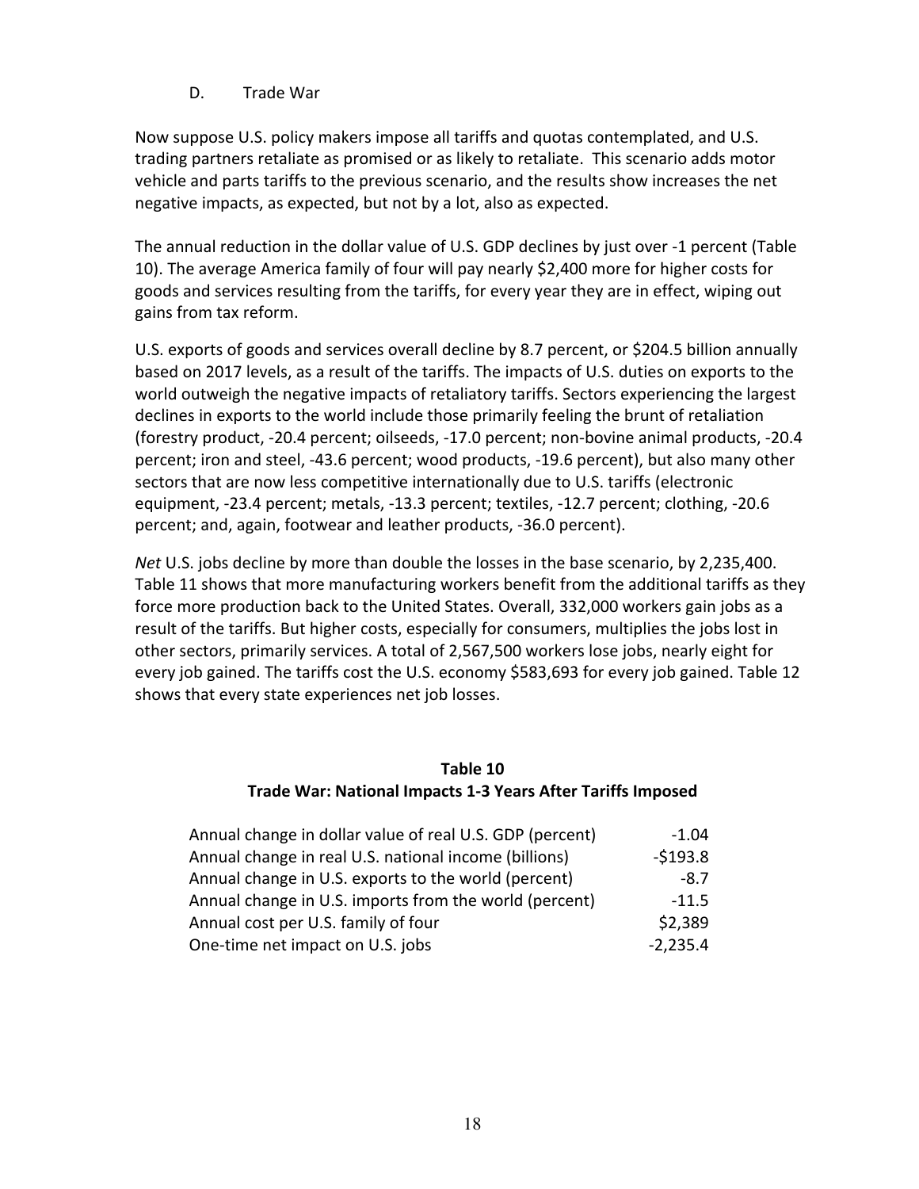### D. Trade War

Now suppose U.S. policy makers impose all tariffs and quotas contemplated, and U.S. trading partners retaliate as promised or as likely to retaliate. This scenario adds motor vehicle and parts tariffs to the previous scenario, and the results show increases the net negative impacts, as expected, but not by a lot, also as expected.

The annual reduction in the dollar value of U.S. GDP declines by just over -1 percent (Table 10). The average America family of four will pay nearly $2,400 more for higher costs for goods and services resulting from the tariffs, for every year they are in effect, wiping out gains from tax reform.

U.S. exports of goods and services overall decline by 8.7 percent, or $204.5 billion annually based on 2017 levels, as a result of the tariffs. The impacts of U.S. duties on exports to the world outweigh the negative impacts of retaliatory tariffs. Sectors experiencing the largest declines in exports to the world include those primarily feeling the brunt of retaliation (forestry product, -20.4 percent; oilseeds, -17.0 percent; non-bovine animal products, -20.4 percent; iron and steel, -43.6 percent; wood products, -19.6 percent), but also many other sectors that are now less competitive internationally due to U.S. tariffs (electronic equipment, -23.4 percent; metals, -13.3 percent; textiles, -12.7 percent; clothing, -20.6 percent; and, again, footwear and leather products, -36.0 percent).

*Net* U.S. jobs decline by more than double the losses in the base scenario, by 2,235,400. Table 11 shows that more manufacturing workers benefit from the additional tariffs as they force more production back to the United States. Overall, 332,000 workers gain jobs as a result of the tariffs. But higher costs, especially for consumers, multiplies the jobs lost in other sectors, primarily services. A total of 2,567,500 workers lose jobs, nearly eight for every job gained. The tariffs cost the U.S. economy $583,693 for every job gained. Table 12 shows that every state experiences net job losses.

**Table 10**
**Trade War: National Impacts 1-3 Years After Tariffs Imposed**

| | |
|---|---:|
| Annual change in dollar value of real U.S. GDP (percent) | -1.04 |
| Annual change in real U.S. national income (billions) | -$193.8 |
| Annual change in U.S. exports to the world (percent) | -8.7 |
| Annual change in U.S. imports from the world (percent) | -11.5 |
| Annual cost per U.S. family of four | $2,389 |
| One-time net impact on U.S. jobs | -2,235.4 |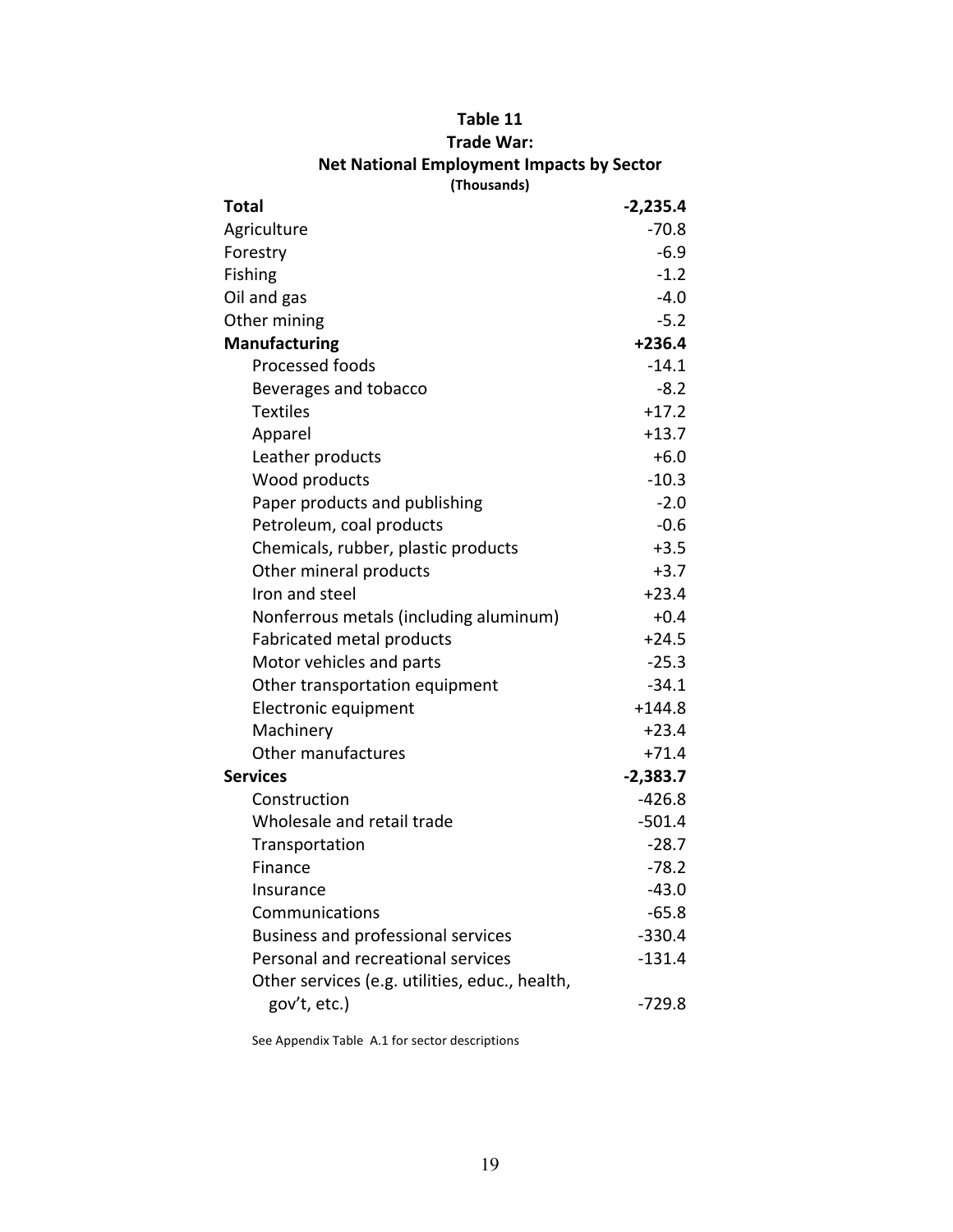**Table 11**
**Trade War:**
**Net National Employment Impacts by Sector**
**(Thousands)**

| | |
|---|---|
| **Total** | **-2,235.4** |
| Agriculture | -70.8 |
| Forestry | -6.9 |
| Fishing | -1.2 |
| Oil and gas | -4.0 |
| Other mining | -5.2 |
| **Manufacturing** | **+236.4** |
| Processed foods | -14.1 |
| Beverages and tobacco | -8.2 |
| Textiles | +17.2 |
| Apparel | +13.7 |
| Leather products | +6.0 |
| Wood products | -10.3 |
| Paper products and publishing | -2.0 |
| Petroleum, coal products | -0.6 |
| Chemicals, rubber, plastic products | +3.5 |
| Other mineral products | +3.7 |
| Iron and steel | +23.4 |
| Nonferrous metals (including aluminum) | +0.4 |
| Fabricated metal products | +24.5 |
| Motor vehicles and parts | -25.3 |
| Other transportation equipment | -34.1 |
| Electronic equipment | +144.8 |
| Machinery | +23.4 |
| Other manufactures | +71.4 |
| **Services** | **-2,383.7** |
| Construction | -426.8 |
| Wholesale and retail trade | -501.4 |
| Transportation | -28.7 |
| Finance | -78.2 |
| Insurance | -43.0 |
| Communications | -65.8 |
| Business and professional services | -330.4 |
| Personal and recreational services | -131.4 |
| Other services (e.g. utilities, educ., health, gov't, etc.) | -729.8 |

See Appendix Table A.1 for sector descriptions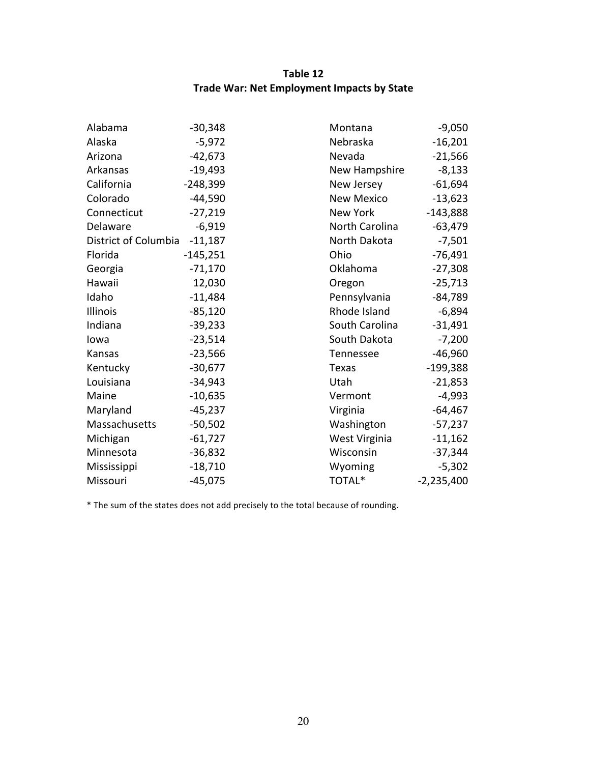**Table 12**
**Trade War: Net Employment Impacts by State**

| State | Impact | State | Impact |
|---|---|---|---|
| Alabama | -30,348 | Montana | -9,050 |
| Alaska | -5,972 | Nebraska | -16,201 |
| Arizona | -42,673 | Nevada | -21,566 |
| Arkansas | -19,493 | New Hampshire | -8,133 |
| California | -248,399 | New Jersey | -61,694 |
| Colorado | -44,590 | New Mexico | -13,623 |
| Connecticut | -27,219 | New York | -143,888 |
| Delaware | -6,919 | North Carolina | -63,479 |
| District of Columbia | -11,187 | North Dakota | -7,501 |
| Florida | -145,251 | Ohio | -76,491 |
| Georgia | -71,170 | Oklahoma | -27,308 |
| Hawaii | 12,030 | Oregon | -25,713 |
| Idaho | -11,484 | Pennsylvania | -84,789 |
| Illinois | -85,120 | Rhode Island | -6,894 |
| Indiana | -39,233 | South Carolina | -31,491 |
| Iowa | -23,514 | South Dakota | -7,200 |
| Kansas | -23,566 | Tennessee | -46,960 |
| Kentucky | -30,677 | Texas | -199,388 |
| Louisiana | -34,943 | Utah | -21,853 |
| Maine | -10,635 | Vermont | -4,993 |
| Maryland | -45,237 | Virginia | -64,467 |
| Massachusetts | -50,502 | Washington | -57,237 |
| Michigan | -61,727 | West Virginia | -11,162 |
| Minnesota | -36,832 | Wisconsin | -37,344 |
| Mississippi | -18,710 | Wyoming | -5,302 |
| Missouri | -45,075 | TOTAL* | -2,235,400 |

* The sum of the states does not add precisely to the total because of rounding.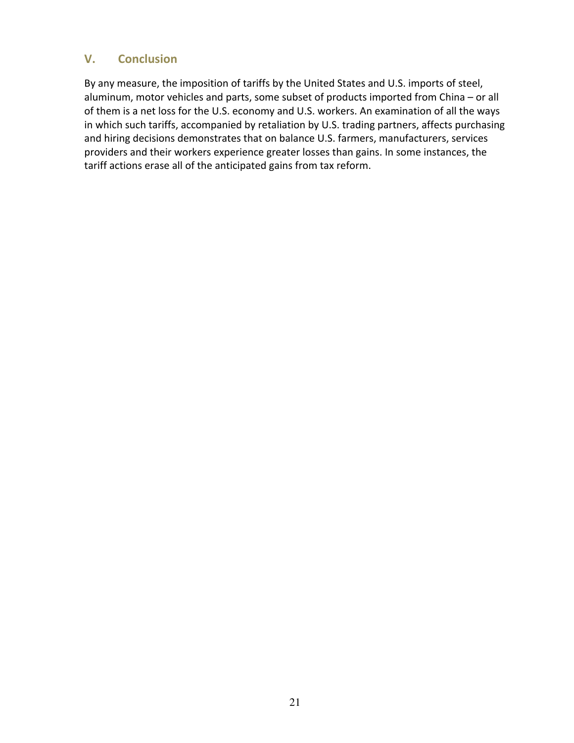## V. Conclusion

By any measure, the imposition of tariffs by the United States and U.S. imports of steel, aluminum, motor vehicles and parts, some subset of products imported from China – or all of them is a net loss for the U.S. economy and U.S. workers. An examination of all the ways in which such tariffs, accompanied by retaliation by U.S. trading partners, affects purchasing and hiring decisions demonstrates that on balance U.S. farmers, manufacturers, services providers and their workers experience greater losses than gains. In some instances, the tariff actions erase all of the anticipated gains from tax reform.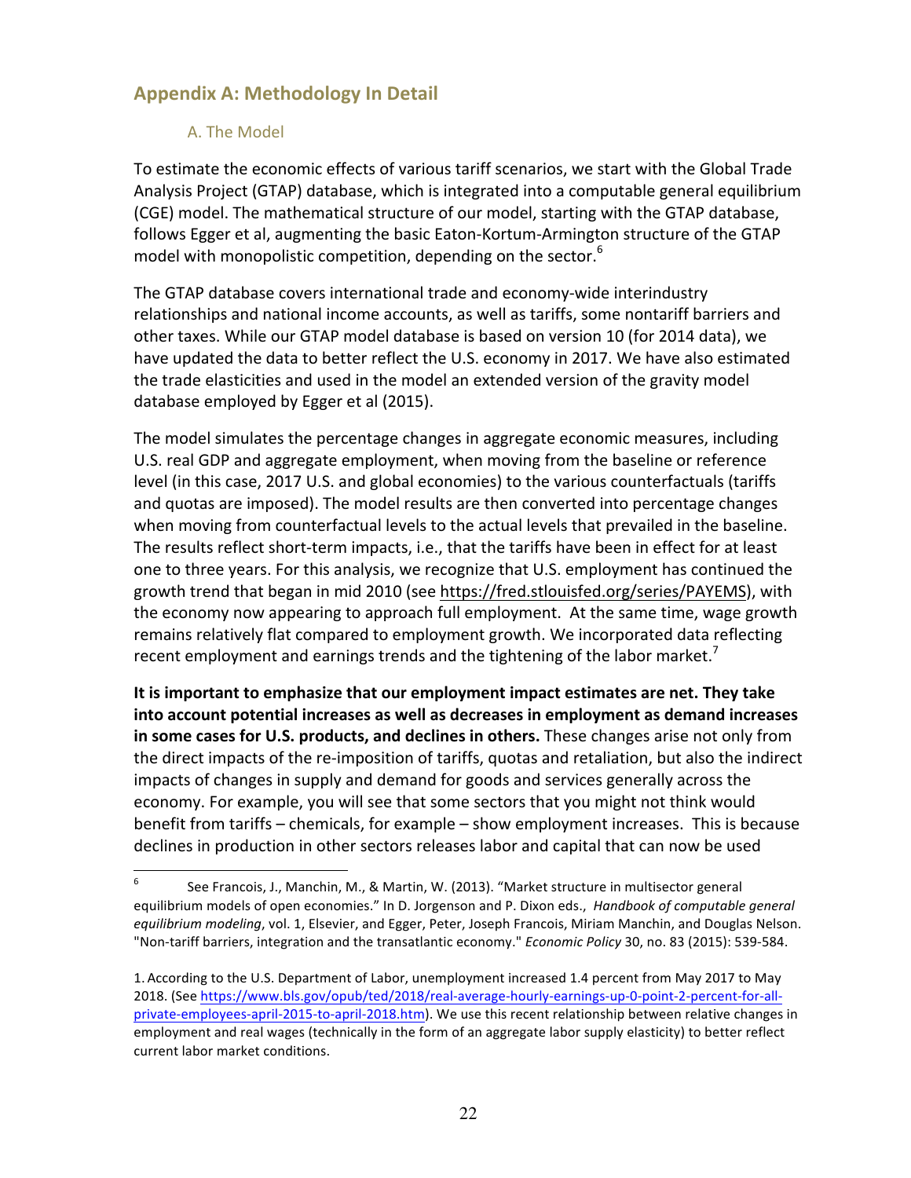## Appendix A: Methodology In Detail

### A. The Model

To estimate the economic effects of various tariff scenarios, we start with the Global Trade Analysis Project (GTAP) database, which is integrated into a computable general equilibrium (CGE) model. The mathematical structure of our model, starting with the GTAP database, follows Egger et al, augmenting the basic Eaton-Kortum-Armington structure of the GTAP model with monopolistic competition, depending on the sector.[6]

The GTAP database covers international trade and economy-wide interindustry relationships and national income accounts, as well as tariffs, some nontariff barriers and other taxes. While our GTAP model database is based on version 10 (for 2014 data), we have updated the data to better reflect the U.S. economy in 2017. We have also estimated the trade elasticities and used in the model an extended version of the gravity model database employed by Egger et al (2015).

The model simulates the percentage changes in aggregate economic measures, including U.S. real GDP and aggregate employment, when moving from the baseline or reference level (in this case, 2017 U.S. and global economies) to the various counterfactuals (tariffs and quotas are imposed). The model results are then converted into percentage changes when moving from counterfactual levels to the actual levels that prevailed in the baseline. The results reflect short-term impacts, i.e., that the tariffs have been in effect for at least one to three years. For this analysis, we recognize that U.S. employment has continued the growth trend that began in mid 2010 (see https://fred.stlouisfed.org/series/PAYEMS), with the economy now appearing to approach full employment. At the same time, wage growth remains relatively flat compared to employment growth. We incorporated data reflecting recent employment and earnings trends and the tightening of the labor market.[7]

**It is important to emphasize that our employment impact estimates are net. They take into account potential increases as well as decreases in employment as demand increases in some cases for U.S. products, and declines in others.** These changes arise not only from the direct impacts of the re-imposition of tariffs, quotas and retaliation, but also the indirect impacts of changes in supply and demand for goods and services generally across the economy. For example, you will see that some sectors that you might not think would benefit from tariffs – chemicals, for example – show employment increases. This is because declines in production in other sectors releases labor and capital that can now be used

---

[6] See Francois, J., Manchin, M., & Martin, W. (2013). "Market structure in multisector general equilibrium models of open economies." In D. Jorgenson and P. Dixon eds., *Handbook of computable general equilibrium modeling*, vol. 1, Elsevier, and Egger, Peter, Joseph Francois, Miriam Manchin, and Douglas Nelson. "Non-tariff barriers, integration and the transatlantic economy." *Economic Policy* 30, no. 83 (2015): 539-584.

1. According to the U.S. Department of Labor, unemployment increased 1.4 percent from May 2017 to May 2018. (See https://www.bls.gov/opub/ted/2018/real-average-hourly-earnings-up-0-point-2-percent-for-all-private-employees-april-2015-to-april-2018.htm). We use this recent relationship between relative changes in employment and real wages (technically in the form of an aggregate labor supply elasticity) to better reflect current labor market conditions.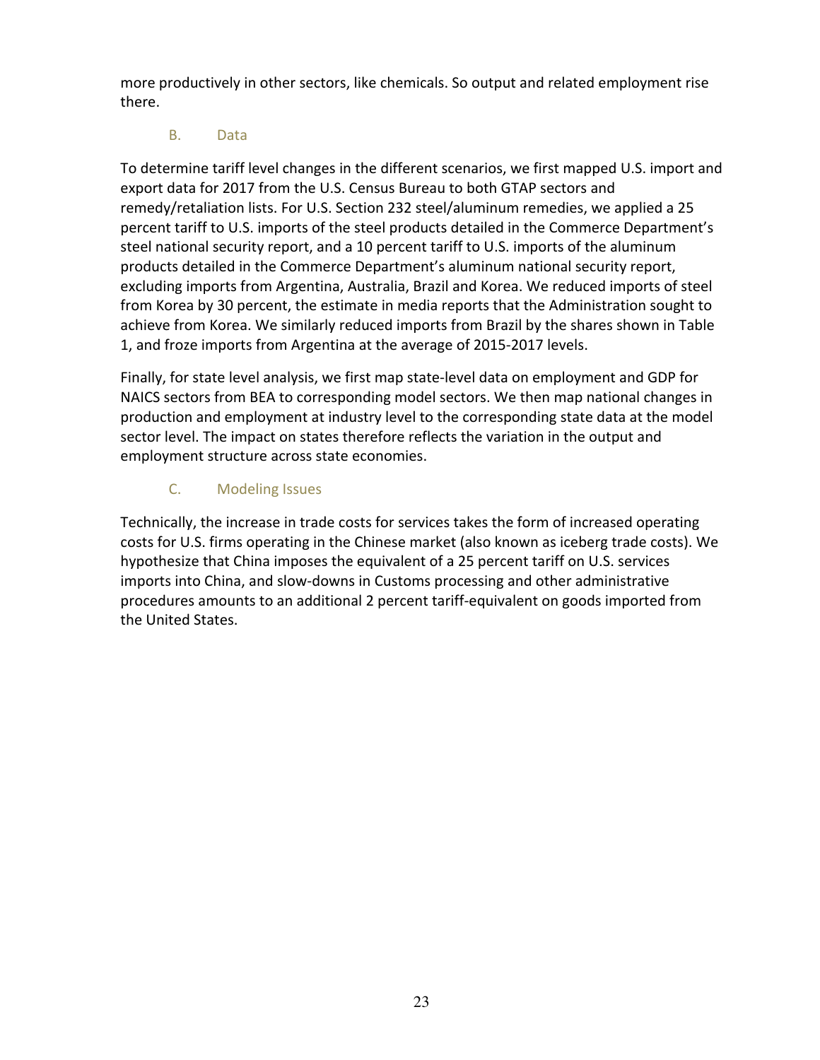more productively in other sectors, like chemicals. So output and related employment rise there.

### B. Data

To determine tariff level changes in the different scenarios, we first mapped U.S. import and export data for 2017 from the U.S. Census Bureau to both GTAP sectors and remedy/retaliation lists. For U.S. Section 232 steel/aluminum remedies, we applied a 25 percent tariff to U.S. imports of the steel products detailed in the Commerce Department's steel national security report, and a 10 percent tariff to U.S. imports of the aluminum products detailed in the Commerce Department's aluminum national security report, excluding imports from Argentina, Australia, Brazil and Korea. We reduced imports of steel from Korea by 30 percent, the estimate in media reports that the Administration sought to achieve from Korea. We similarly reduced imports from Brazil by the shares shown in Table 1, and froze imports from Argentina at the average of 2015-2017 levels.

Finally, for state level analysis, we first map state-level data on employment and GDP for NAICS sectors from BEA to corresponding model sectors. We then map national changes in production and employment at industry level to the corresponding state data at the model sector level. The impact on states therefore reflects the variation in the output and employment structure across state economies.

### C. Modeling Issues

Technically, the increase in trade costs for services takes the form of increased operating costs for U.S. firms operating in the Chinese market (also known as iceberg trade costs). We hypothesize that China imposes the equivalent of a 25 percent tariff on U.S. services imports into China, and slow-downs in Customs processing and other administrative procedures amounts to an additional 2 percent tariff-equivalent on goods imported from the United States.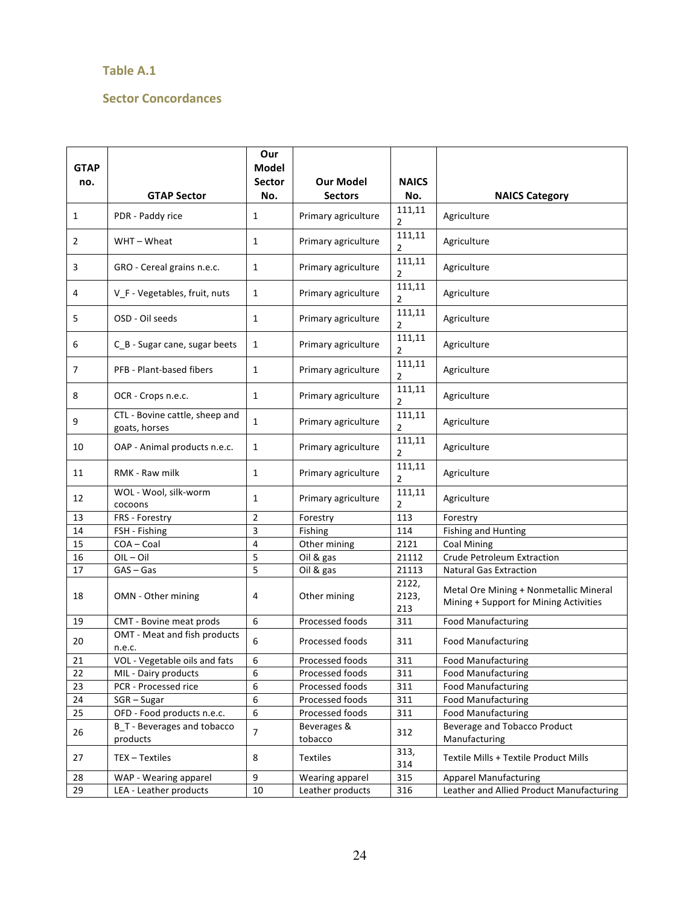### Table A.1

### Sector Concordances

| GTAP no. | GTAP Sector | Our Model Sector No. | Our Model Sectors | NAICS No. | NAICS Category |
|---|---|---|---|---|---|
| 1 | PDR - Paddy rice | 1 | Primary agriculture | 111,112 | Agriculture |
| 2 | WHT – Wheat | 1 | Primary agriculture | 111,112 | Agriculture |
| 3 | GRO - Cereal grains n.e.c. | 1 | Primary agriculture | 111,112 | Agriculture |
| 4 | V_F - Vegetables, fruit, nuts | 1 | Primary agriculture | 111,112 | Agriculture |
| 5 | OSD - Oil seeds | 1 | Primary agriculture | 111,112 | Agriculture |
| 6 | C_B - Sugar cane, sugar beets | 1 | Primary agriculture | 111,112 | Agriculture |
| 7 | PFB - Plant-based fibers | 1 | Primary agriculture | 111,112 | Agriculture |
| 8 | OCR - Crops n.e.c. | 1 | Primary agriculture | 111,112 | Agriculture |
| 9 | CTL - Bovine cattle, sheep and goats, horses | 1 | Primary agriculture | 111,112 | Agriculture |
| 10 | OAP - Animal products n.e.c. | 1 | Primary agriculture | 111,112 | Agriculture |
| 11 | RMK - Raw milk | 1 | Primary agriculture | 111,112 | Agriculture |
| 12 | WOL - Wool, silk-worm cocoons | 1 | Primary agriculture | 111,112 | Agriculture |
| 13 | FRS - Forestry | 2 | Forestry | 113 | Forestry |
| 14 | FSH - Fishing | 3 | Fishing | 114 | Fishing and Hunting |
| 15 | COA – Coal | 4 | Other mining | 2121 | Coal Mining |
| 16 | OIL – Oil | 5 | Oil & gas | 21112 | Crude Petroleum Extraction |
| 17 | GAS – Gas | 5 | Oil & gas | 21113 | Natural Gas Extraction |
| 18 | OMN - Other mining | 4 | Other mining | 2122, 2123, 213 | Metal Ore Mining + Nonmetallic Mineral Mining + Support for Mining Activities |
| 19 | CMT - Bovine meat prods | 6 | Processed foods | 311 | Food Manufacturing |
| 20 | OMT - Meat and fish products n.e.c. | 6 | Processed foods | 311 | Food Manufacturing |
| 21 | VOL - Vegetable oils and fats | 6 | Processed foods | 311 | Food Manufacturing |
| 22 | MIL - Dairy products | 6 | Processed foods | 311 | Food Manufacturing |
| 23 | PCR - Processed rice | 6 | Processed foods | 311 | Food Manufacturing |
| 24 | SGR – Sugar | 6 | Processed foods | 311 | Food Manufacturing |
| 25 | OFD - Food products n.e.c. | 6 | Processed foods | 311 | Food Manufacturing |
| 26 | B_T - Beverages and tobacco products | 7 | Beverages & tobacco | 312 | Beverage and Tobacco Product Manufacturing |
| 27 | TEX – Textiles | 8 | Textiles | 313, 314 | Textile Mills + Textile Product Mills |
| 28 | WAP - Wearing apparel | 9 | Wearing apparel | 315 | Apparel Manufacturing |
| 29 | LEA - Leather products | 10 | Leather products | 316 | Leather and Allied Product Manufacturing |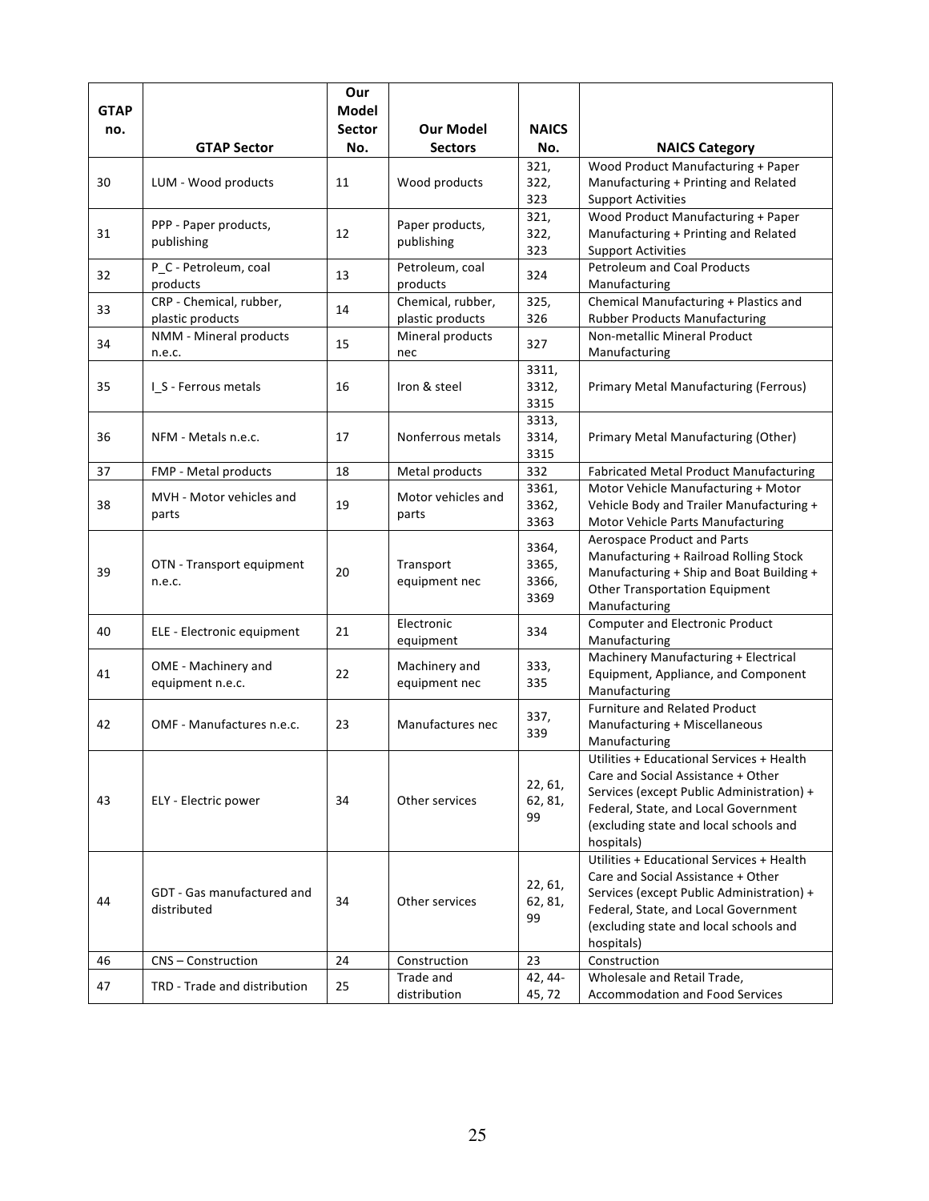| GTAP no. | GTAP Sector | Our Model Sector No. | Our Model Sectors | NAICS No. | NAICS Category |
|---|---|---|---|---|---|
| 30 | LUM - Wood products | 11 | Wood products | 321, 322, 323 | Wood Product Manufacturing + Paper Manufacturing + Printing and Related Support Activities |
| 31 | PPP - Paper products, publishing | 12 | Paper products, publishing | 321, 322, 323 | Wood Product Manufacturing + Paper Manufacturing + Printing and Related Support Activities |
| 32 | P_C - Petroleum, coal products | 13 | Petroleum, coal products | 324 | Petroleum and Coal Products Manufacturing |
| 33 | CRP - Chemical, rubber, plastic products | 14 | Chemical, rubber, plastic products | 325, 326 | Chemical Manufacturing + Plastics and Rubber Products Manufacturing |
| 34 | NMM - Mineral products n.e.c. | 15 | Mineral products nec | 327 | Non-metallic Mineral Product Manufacturing |
| 35 | I_S - Ferrous metals | 16 | Iron & steel | 3311, 3312, 3315 | Primary Metal Manufacturing (Ferrous) |
| 36 | NFM - Metals n.e.c. | 17 | Nonferrous metals | 3313, 3314, 3315 | Primary Metal Manufacturing (Other) |
| 37 | FMP - Metal products | 18 | Metal products | 332 | Fabricated Metal Product Manufacturing |
| 38 | MVH - Motor vehicles and parts | 19 | Motor vehicles and parts | 3361, 3362, 3363 | Motor Vehicle Manufacturing + Motor Vehicle Body and Trailer Manufacturing + Motor Vehicle Parts Manufacturing |
| 39 | OTN - Transport equipment n.e.c. | 20 | Transport equipment nec | 3364, 3365, 3366, 3369 | Aerospace Product and Parts Manufacturing + Railroad Rolling Stock Manufacturing + Ship and Boat Building + Other Transportation Equipment Manufacturing |
| 40 | ELE - Electronic equipment | 21 | Electronic equipment | 334 | Computer and Electronic Product Manufacturing |
| 41 | OME - Machinery and equipment n.e.c. | 22 | Machinery and equipment nec | 333, 335 | Machinery Manufacturing + Electrical Equipment, Appliance, and Component Manufacturing |
| 42 | OMF - Manufactures n.e.c. | 23 | Manufactures nec | 337, 339 | Furniture and Related Product Manufacturing + Miscellaneous Manufacturing |
| 43 | ELY - Electric power | 34 | Other services | 22, 61, 62, 81, 99 | Utilities + Educational Services + Health Care and Social Assistance + Other Services (except Public Administration) + Federal, State, and Local Government (excluding state and local schools and hospitals) |
| 44 | GDT - Gas manufactured and distributed | 34 | Other services | 22, 61, 62, 81, 99 | Utilities + Educational Services + Health Care and Social Assistance + Other Services (except Public Administration) + Federal, State, and Local Government (excluding state and local schools and hospitals) |
| 46 | CNS – Construction | 24 | Construction | 23 | Construction |
| 47 | TRD - Trade and distribution | 25 | Trade and distribution | 42, 44-45, 72 | Wholesale and Retail Trade, Accommodation and Food Services |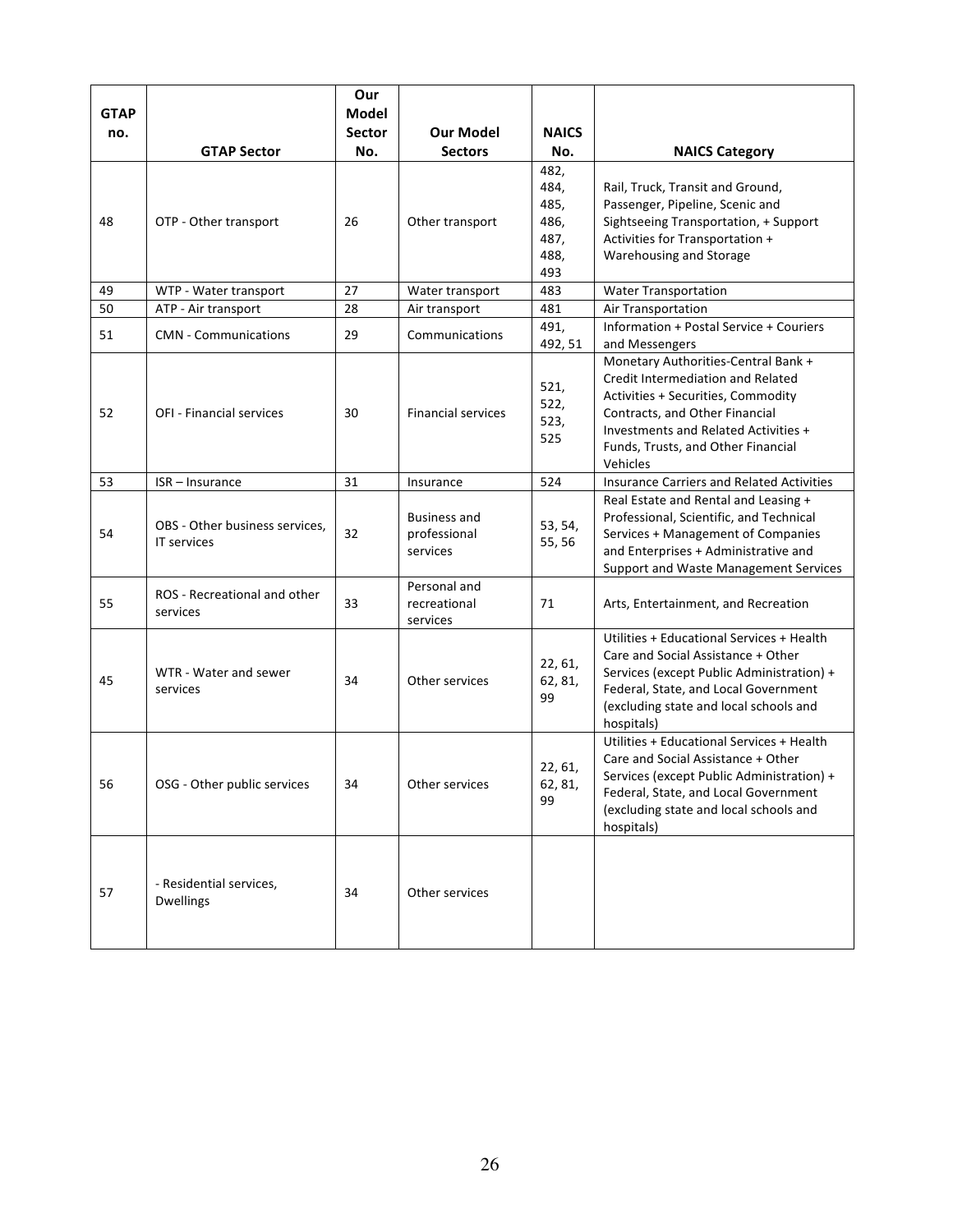| GTAP no. | GTAP Sector | Our Model Sector No. | Our Model Sectors | NAICS No. | NAICS Category |
|---|---|---|---|---|---|
| 48 | OTP - Other transport | 26 | Other transport | 482, 484, 485, 486, 487, 488, 493 | Rail, Truck, Transit and Ground, Passenger, Pipeline, Scenic and Sightseeing Transportation, + Support Activities for Transportation + Warehousing and Storage |
| 49 | WTP - Water transport | 27 | Water transport | 483 | Water Transportation |
| 50 | ATP - Air transport | 28 | Air transport | 481 | Air Transportation |
| 51 | CMN - Communications | 29 | Communications | 491, 492, 51 | Information + Postal Service + Couriers and Messengers |
| 52 | OFI - Financial services | 30 | Financial services | 521, 522, 523, 525 | Monetary Authorities-Central Bank + Credit Intermediation and Related Activities + Securities, Commodity Contracts, and Other Financial Investments and Related Activities + Funds, Trusts, and Other Financial Vehicles |
| 53 | ISR – Insurance | 31 | Insurance | 524 | Insurance Carriers and Related Activities |
| 54 | OBS - Other business services, IT services | 32 | Business and professional services | 53, 54, 55, 56 | Real Estate and Rental and Leasing + Professional, Scientific, and Technical Services + Management of Companies and Enterprises + Administrative and Support and Waste Management Services |
| 55 | ROS - Recreational and other services | 33 | Personal and recreational services | 71 | Arts, Entertainment, and Recreation |
| 45 | WTR - Water and sewer services | 34 | Other services | 22, 61, 62, 81, 99 | Utilities + Educational Services + Health Care and Social Assistance + Other Services (except Public Administration) + Federal, State, and Local Government (excluding state and local schools and hospitals) |
| 56 | OSG - Other public services | 34 | Other services | 22, 61, 62, 81, 99 | Utilities + Educational Services + Health Care and Social Assistance + Other Services (except Public Administration) + Federal, State, and Local Government (excluding state and local schools and hospitals) |
| 57 | - Residential services, Dwellings | 34 | Other services | | |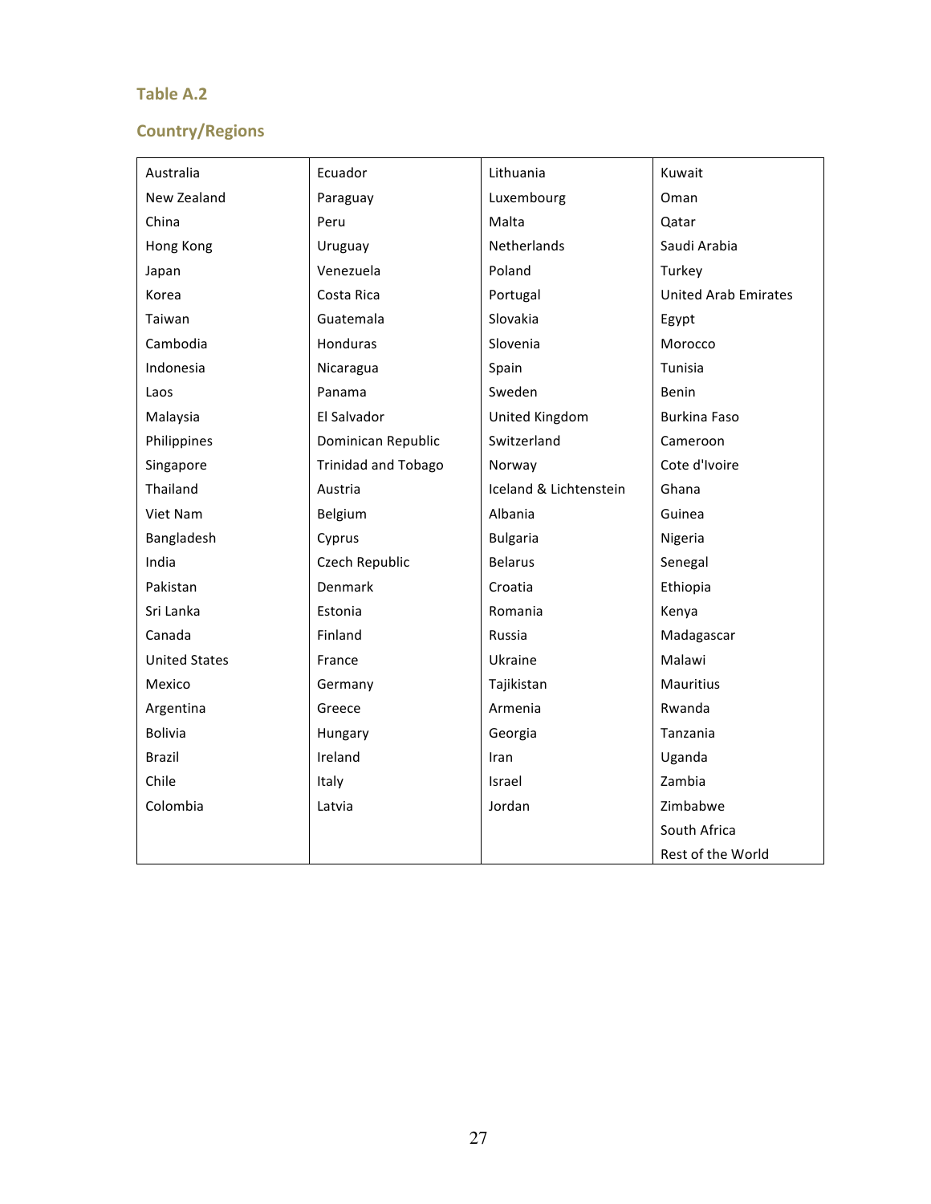### Table A.2

### Country/Regions

| | | | |
|---|---|---|---|
| Australia | Ecuador | Lithuania | Kuwait |
| New Zealand | Paraguay | Luxembourg | Oman |
| China | Peru | Malta | Qatar |
| Hong Kong | Uruguay | Netherlands | Saudi Arabia |
| Japan | Venezuela | Poland | Turkey |
| Korea | Costa Rica | Portugal | United Arab Emirates |
| Taiwan | Guatemala | Slovakia | Egypt |
| Cambodia | Honduras | Slovenia | Morocco |
| Indonesia | Nicaragua | Spain | Tunisia |
| Laos | Panama | Sweden | Benin |
| Malaysia | El Salvador | United Kingdom | Burkina Faso |
| Philippines | Dominican Republic | Switzerland | Cameroon |
| Singapore | Trinidad and Tobago | Norway | Cote d'Ivoire |
| Thailand | Austria | Iceland & Lichtenstein | Ghana |
| Viet Nam | Belgium | Albania | Guinea |
| Bangladesh | Cyprus | Bulgaria | Nigeria |
| India | Czech Republic | Belarus | Senegal |
| Pakistan | Denmark | Croatia | Ethiopia |
| Sri Lanka | Estonia | Romania | Kenya |
| Canada | Finland | Russia | Madagascar |
| United States | France | Ukraine | Malawi |
| Mexico | Germany | Tajikistan | Mauritius |
| Argentina | Greece | Armenia | Rwanda |
| Bolivia | Hungary | Georgia | Tanzania |
| Brazil | Ireland | Iran | Uganda |
| Chile | Italy | Israel | Zambia |
| Colombia | Latvia | Jordan | Zimbabwe |
| | | | South Africa |
| | | | Rest of the World |